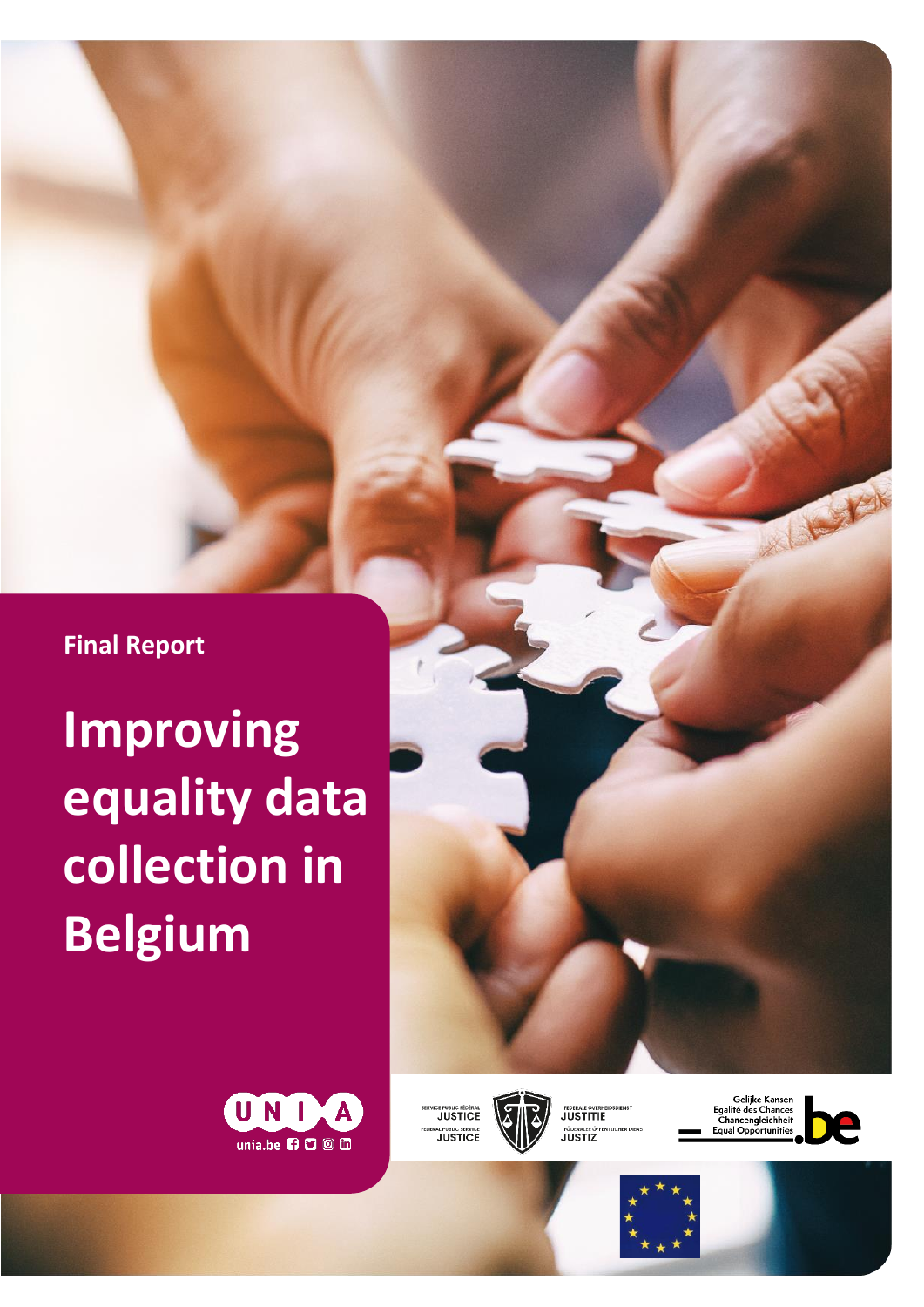Final Report

# Improving equality data collection in Belgium

UNIA

unia.be

SERVICE PUBLIC FÉDÉRAL JUSTICE

FEDERAL PUBLIC SERVICE JUSTICE

FEDERALE OVERHEIDSDIENST JUSTITIE

FÖDERALER ÖFFENTLICHER DIENST JUSTIZ

Gelijke Kansen
Egalité des Chances
Chancengleichheit
Equal Opportunities
.be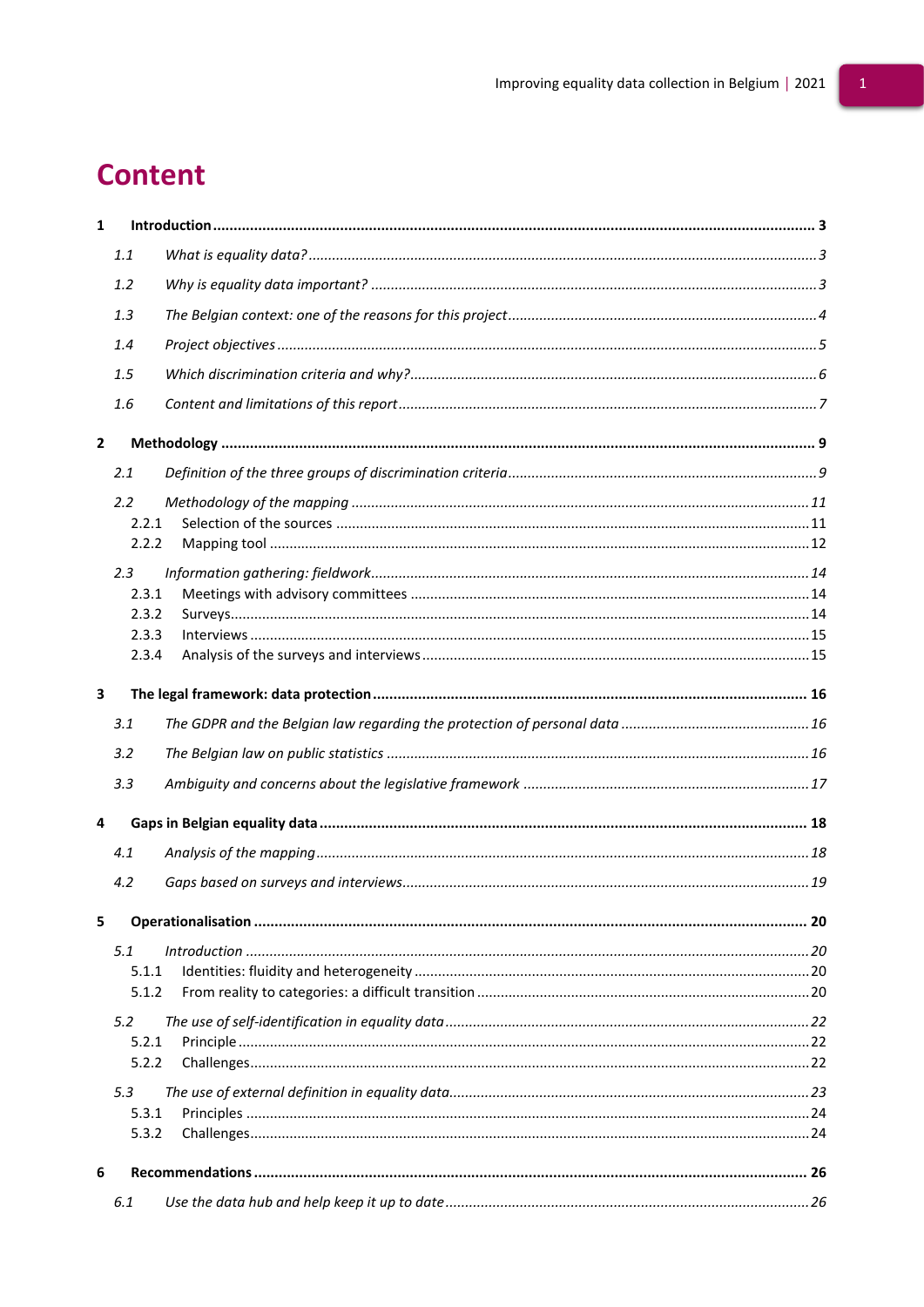# Content

**1 Introduction ..... 3**

*1.1 What is equality data? ..... 3*

*1.2 Why is equality data important? ..... 3*

*1.3 The Belgian context: one of the reasons for this project ..... 4*

*1.4 Project objectives ..... 5*

*1.5 Which discrimination criteria and why? ..... 6*

*1.6 Content and limitations of this report ..... 7*

**2 Methodology ..... 9**

*2.1 Definition of the three groups of discrimination criteria ..... 9*

*2.2 Methodology of the mapping ..... 11*

2.2.1 Selection of the sources ..... 11

2.2.2 Mapping tool ..... 12

*2.3 Information gathering: fieldwork ..... 14*

2.3.1 Meetings with advisory committees ..... 14

2.3.2 Surveys ..... 14

2.3.3 Interviews ..... 15

2.3.4 Analysis of the surveys and interviews ..... 15

**3 The legal framework: data protection ..... 16**

*3.1 The GDPR and the Belgian law regarding the protection of personal data ..... 16*

*3.2 The Belgian law on public statistics ..... 16*

*3.3 Ambiguity and concerns about the legislative framework ..... 17*

**4 Gaps in Belgian equality data ..... 18**

*4.1 Analysis of the mapping ..... 18*

*4.2 Gaps based on surveys and interviews ..... 19*

**5 Operationalisation ..... 20**

*5.1 Introduction ..... 20*

5.1.1 Identities: fluidity and heterogeneity ..... 20

5.1.2 From reality to categories: a difficult transition ..... 20

*5.2 The use of self-identification in equality data ..... 22*

5.2.1 Principle ..... 22

5.2.2 Challenges ..... 22

*5.3 The use of external definition in equality data ..... 23*

5.3.1 Principles ..... 24

5.3.2 Challenges ..... 24

**6 Recommendations ..... 26**

*6.1 Use the data hub and help keep it up to date ..... 26*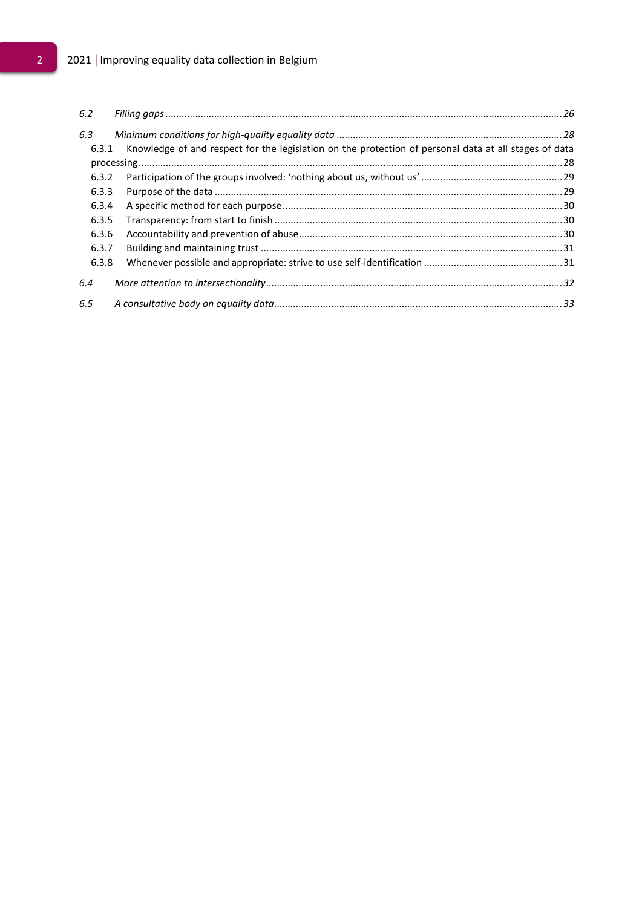*6.2 Filling gaps ... 26*

*6.3 Minimum conditions for high-quality equality data ... 28*

- 6.3.1 Knowledge of and respect for the legislation on the protection of personal data at all stages of data processing ... 28
- 6.3.2 Participation of the groups involved: 'nothing about us, without us' ... 29
- 6.3.3 Purpose of the data ... 29
- 6.3.4 A specific method for each purpose ... 30
- 6.3.5 Transparency: from start to finish ... 30
- 6.3.6 Accountability and prevention of abuse ... 30
- 6.3.7 Building and maintaining trust ... 31
- 6.3.8 Whenever possible and appropriate: strive to use self-identification ... 31

*6.4 More attention to intersectionality ... 32*

*6.5 A consultative body on equality data ... 33*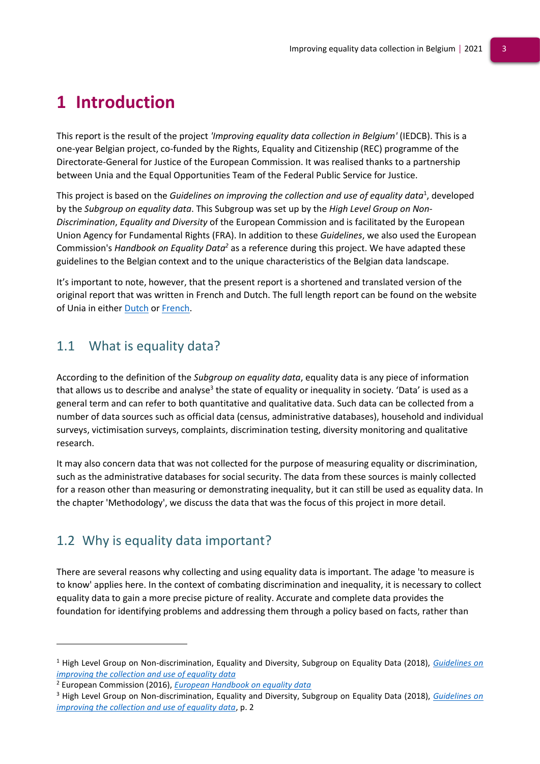# 1 Introduction

This report is the result of the project *'Improving equality data collection in Belgium'* (IEDCB). This is a one-year Belgian project, co-funded by the Rights, Equality and Citizenship (REC) programme of the Directorate-General for Justice of the European Commission. It was realised thanks to a partnership between Unia and the Equal Opportunities Team of the Federal Public Service for Justice.

This project is based on the *Guidelines on improving the collection and use of equality data*[1], developed by the *Subgroup on equality data*. This Subgroup was set up by the *High Level Group on Non-Discrimination, Equality and Diversity* of the European Commission and is facilitated by the European Union Agency for Fundamental Rights (FRA). In addition to these *Guidelines*, we also used the European Commission's *Handbook on Equality Data*[2] as a reference during this project. We have adapted these guidelines to the Belgian context and to the unique characteristics of the Belgian data landscape.

It's important to note, however, that the present report is a shortened and translated version of the original report that was written in French and Dutch. The full length report can be found on the website of Unia in either Dutch or French.

## 1.1 What is equality data?

According to the definition of the *Subgroup on equality data*, equality data is any piece of information that allows us to describe and analyse[3] the state of equality or inequality in society. 'Data' is used as a general term and can refer to both quantitative and qualitative data. Such data can be collected from a number of data sources such as official data (census, administrative databases), household and individual surveys, victimisation surveys, complaints, discrimination testing, diversity monitoring and qualitative research.

It may also concern data that was not collected for the purpose of measuring equality or discrimination, such as the administrative databases for social security. The data from these sources is mainly collected for a reason other than measuring or demonstrating inequality, but it can still be used as equality data. In the chapter 'Methodology', we discuss the data that was the focus of this project in more detail.

## 1.2 Why is equality data important?

There are several reasons why collecting and using equality data is important. The adage 'to measure is to know' applies here. In the context of combating discrimination and inequality, it is necessary to collect equality data to gain a more precise picture of reality. Accurate and complete data provides the foundation for identifying problems and addressing them through a policy based on facts, rather than

---

[1] High Level Group on Non-discrimination, Equality and Diversity, Subgroup on Equality Data (2018), *Guidelines on improving the collection and use of equality data*

[2] European Commission (2016), *European Handbook on equality data*

[3] High Level Group on Non-discrimination, Equality and Diversity, Subgroup on Equality Data (2018), *Guidelines on improving the collection and use of equality data*, p. 2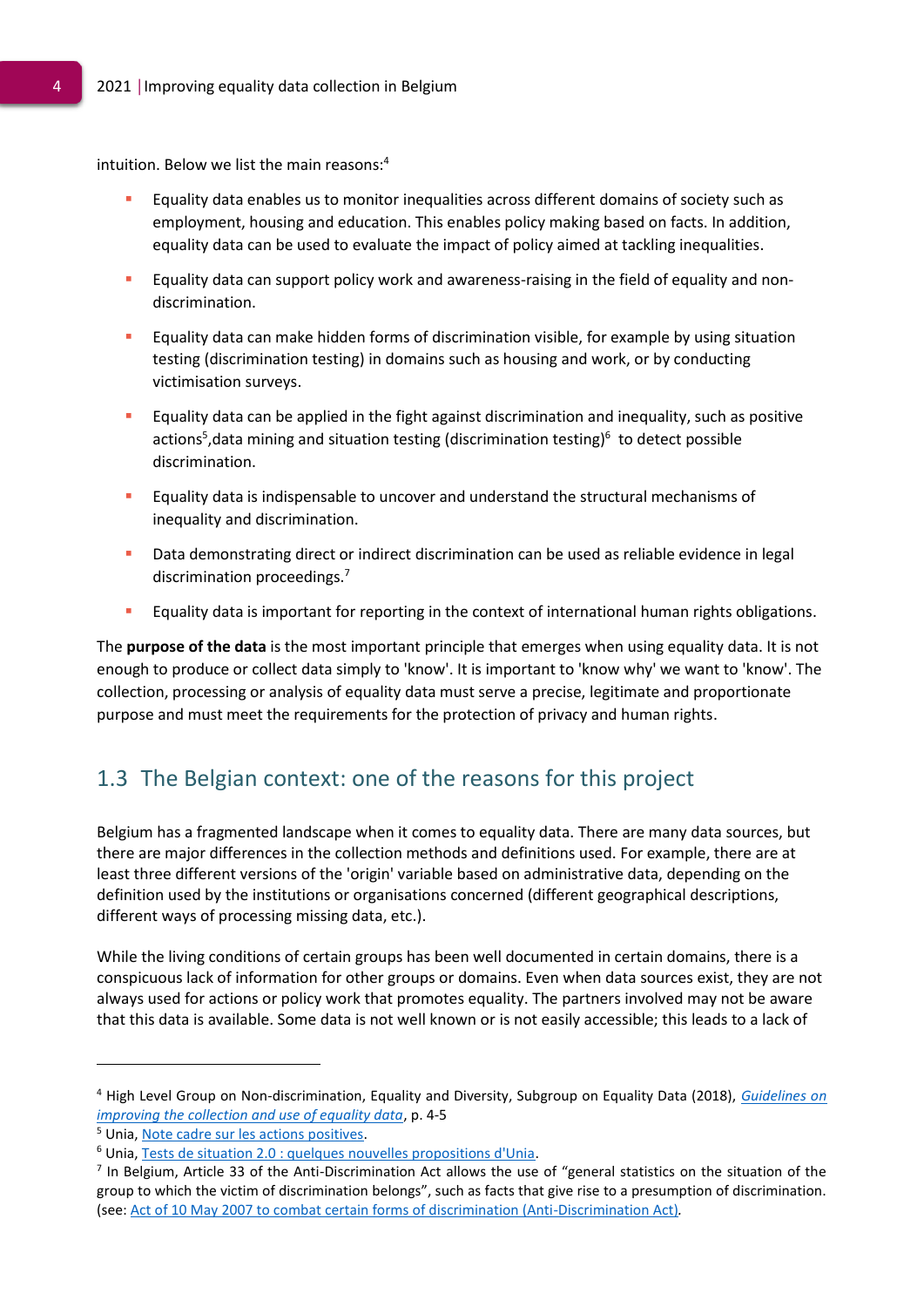intuition. Below we list the main reasons:[4]

- Equality data enables us to monitor inequalities across different domains of society such as employment, housing and education. This enables policy making based on facts. In addition, equality data can be used to evaluate the impact of policy aimed at tackling inequalities.
- Equality data can support policy work and awareness-raising in the field of equality and non-discrimination.
- Equality data can make hidden forms of discrimination visible, for example by using situation testing (discrimination testing) in domains such as housing and work, or by conducting victimisation surveys.
- Equality data can be applied in the fight against discrimination and inequality, such as positive actions[5],data mining and situation testing (discrimination testing)[6] to detect possible discrimination.
- Equality data is indispensable to uncover and understand the structural mechanisms of inequality and discrimination.
- Data demonstrating direct or indirect discrimination can be used as reliable evidence in legal discrimination proceedings.[7]
- Equality data is important for reporting in the context of international human rights obligations.

The **purpose of the data** is the most important principle that emerges when using equality data. It is not enough to produce or collect data simply to 'know'. It is important to 'know why' we want to 'know'. The collection, processing or analysis of equality data must serve a precise, legitimate and proportionate purpose and must meet the requirements for the protection of privacy and human rights.

## 1.3 The Belgian context: one of the reasons for this project

Belgium has a fragmented landscape when it comes to equality data. There are many data sources, but there are major differences in the collection methods and definitions used. For example, there are at least three different versions of the 'origin' variable based on administrative data, depending on the definition used by the institutions or organisations concerned (different geographical descriptions, different ways of processing missing data, etc.).

While the living conditions of certain groups has been well documented in certain domains, there is a conspicuous lack of information for other groups or domains. Even when data sources exist, they are not always used for actions or policy work that promotes equality. The partners involved may not be aware that this data is available. Some data is not well known or is not easily accessible; this leads to a lack of

---

[4] High Level Group on Non-discrimination, Equality and Diversity, Subgroup on Equality Data (2018), *Guidelines on improving the collection and use of equality data*, p. 4-5

[5] Unia, Note cadre sur les actions positives.

[6] Unia, Tests de situation 2.0 : quelques nouvelles propositions d'Unia.

[7] In Belgium, Article 33 of the Anti-Discrimination Act allows the use of "general statistics on the situation of the group to which the victim of discrimination belongs", such as facts that give rise to a presumption of discrimination. (see: Act of 10 May 2007 to combat certain forms of discrimination (Anti-Discrimination Act).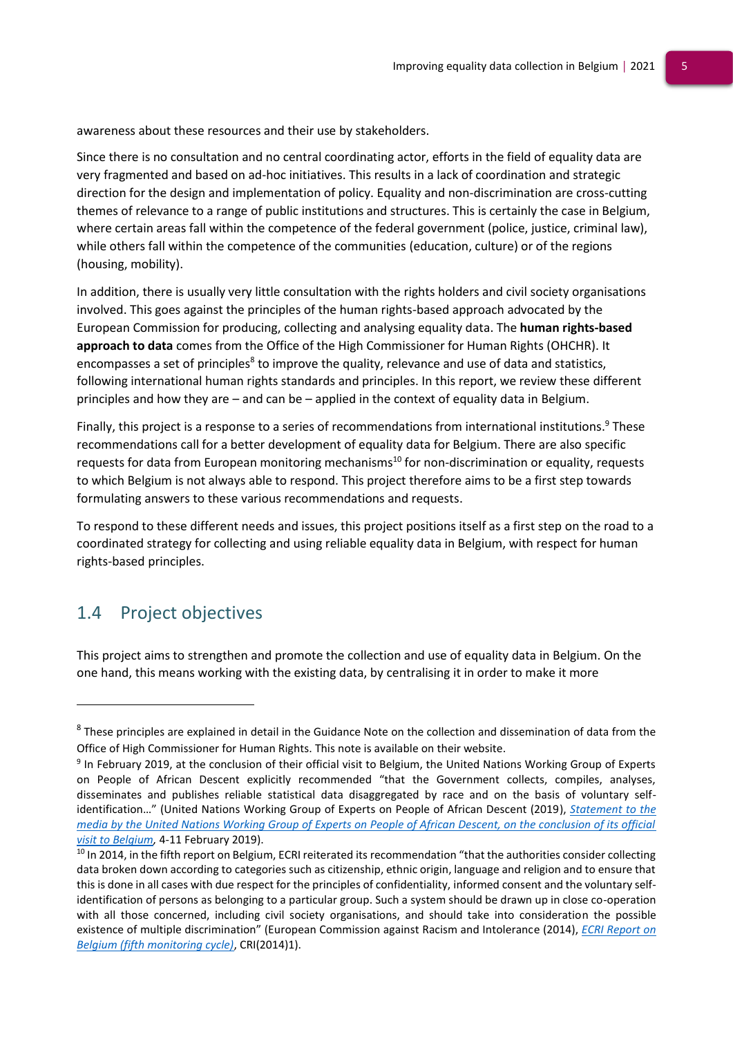awareness about these resources and their use by stakeholders.

Since there is no consultation and no central coordinating actor, efforts in the field of equality data are very fragmented and based on ad-hoc initiatives. This results in a lack of coordination and strategic direction for the design and implementation of policy. Equality and non-discrimination are cross-cutting themes of relevance to a range of public institutions and structures. This is certainly the case in Belgium, where certain areas fall within the competence of the federal government (police, justice, criminal law), while others fall within the competence of the communities (education, culture) or of the regions (housing, mobility).

In addition, there is usually very little consultation with the rights holders and civil society organisations involved. This goes against the principles of the human rights-based approach advocated by the European Commission for producing, collecting and analysing equality data. The **human rights-based approach to data** comes from the Office of the High Commissioner for Human Rights (OHCHR). It encompasses a set of principles[8] to improve the quality, relevance and use of data and statistics, following international human rights standards and principles. In this report, we review these different principles and how they are – and can be – applied in the context of equality data in Belgium.

Finally, this project is a response to a series of recommendations from international institutions.[9] These recommendations call for a better development of equality data for Belgium. There are also specific requests for data from European monitoring mechanisms[10] for non-discrimination or equality, requests to which Belgium is not always able to respond. This project therefore aims to be a first step towards formulating answers to these various recommendations and requests.

To respond to these different needs and issues, this project positions itself as a first step on the road to a coordinated strategy for collecting and using reliable equality data in Belgium, with respect for human rights-based principles.

## 1.4 Project objectives

This project aims to strengthen and promote the collection and use of equality data in Belgium. On the one hand, this means working with the existing data, by centralising it in order to make it more

---

[8] These principles are explained in detail in the Guidance Note on the collection and dissemination of data from the Office of High Commissioner for Human Rights. This note is available on their website.

[9] In February 2019, at the conclusion of their official visit to Belgium, the United Nations Working Group of Experts on People of African Descent explicitly recommended "that the Government collects, compiles, analyses, disseminates and publishes reliable statistical data disaggregated by race and on the basis of voluntary self-identification…" (United Nations Working Group of Experts on People of African Descent (2019), *Statement to the media by the United Nations Working Group of Experts on People of African Descent, on the conclusion of its official visit to Belgium*, 4-11 February 2019).

[10] In 2014, in the fifth report on Belgium, ECRI reiterated its recommendation "that the authorities consider collecting data broken down according to categories such as citizenship, ethnic origin, language and religion and to ensure that this is done in all cases with due respect for the principles of confidentiality, informed consent and the voluntary self-identification of persons as belonging to a particular group. Such a system should be drawn up in close co-operation with all those concerned, including civil society organisations, and should take into consideration the possible existence of multiple discrimination" (European Commission against Racism and Intolerance (2014), *ECRI Report on Belgium (fifth monitoring cycle)*, CRI(2014)1).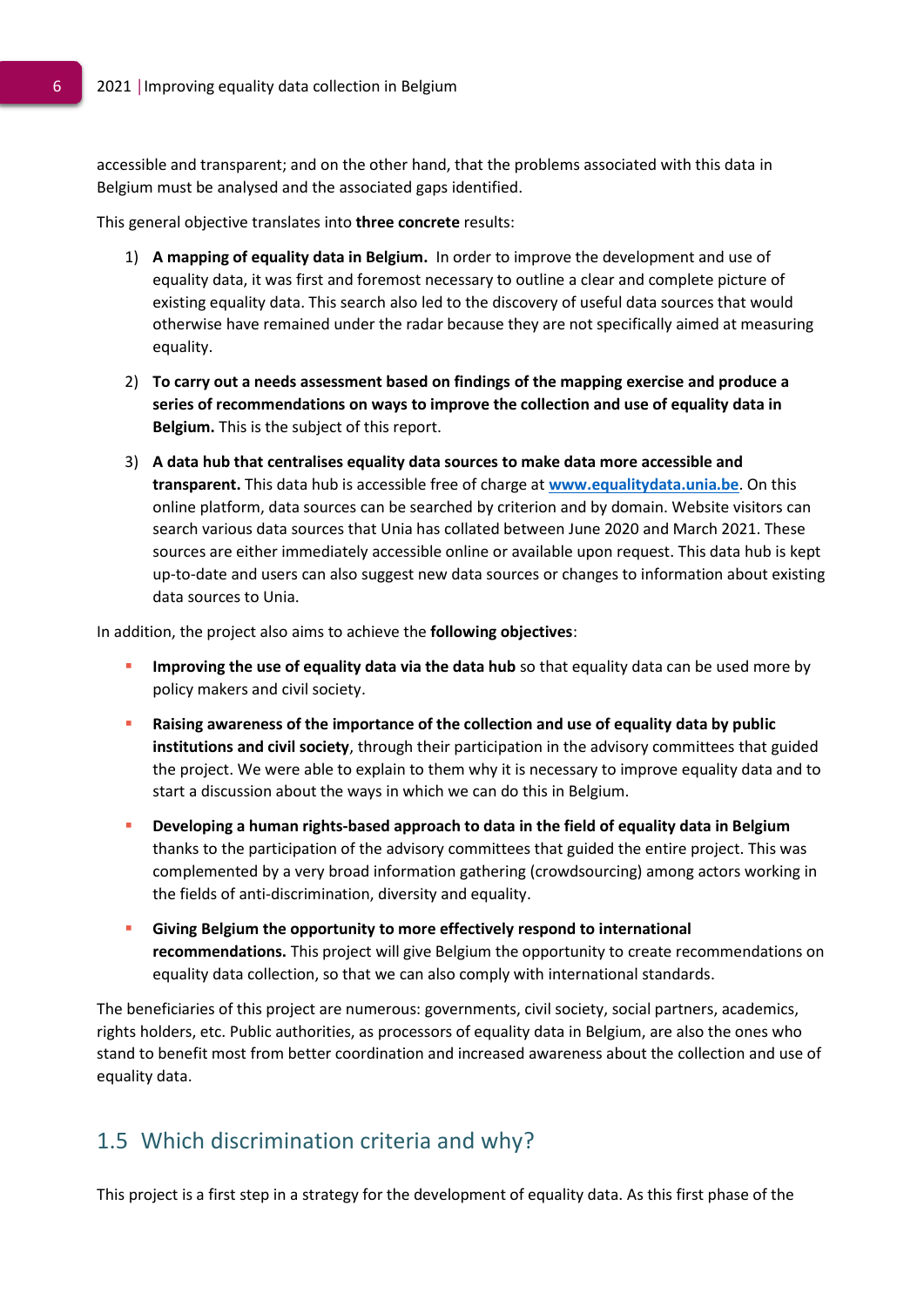accessible and transparent; and on the other hand, that the problems associated with this data in Belgium must be analysed and the associated gaps identified.

This general objective translates into **three concrete** results:

1) **A mapping of equality data in Belgium.** In order to improve the development and use of equality data, it was first and foremost necessary to outline a clear and complete picture of existing equality data. This search also led to the discovery of useful data sources that would otherwise have remained under the radar because they are not specifically aimed at measuring equality.

2) **To carry out a needs assessment based on findings of the mapping exercise and produce a series of recommendations on ways to improve the collection and use of equality data in Belgium.** This is the subject of this report.

3) **A data hub that centralises equality data sources to make data more accessible and transparent.** This data hub is accessible free of charge at [www.equalitydata.unia.be](www.equalitydata.unia.be). On this online platform, data sources can be searched by criterion and by domain. Website visitors can search various data sources that Unia has collated between June 2020 and March 2021. These sources are either immediately accessible online or available upon request. This data hub is kept up-to-date and users can also suggest new data sources or changes to information about existing data sources to Unia.

In addition, the project also aims to achieve the **following objectives**:

- **Improving the use of equality data via the data hub** so that equality data can be used more by policy makers and civil society.
- **Raising awareness of the importance of the collection and use of equality data by public institutions and civil society**, through their participation in the advisory committees that guided the project. We were able to explain to them why it is necessary to improve equality data and to start a discussion about the ways in which we can do this in Belgium.
- **Developing a human rights-based approach to data in the field of equality data in Belgium** thanks to the participation of the advisory committees that guided the entire project. This was complemented by a very broad information gathering (crowdsourcing) among actors working in the fields of anti-discrimination, diversity and equality.
- **Giving Belgium the opportunity to more effectively respond to international recommendations.** This project will give Belgium the opportunity to create recommendations on equality data collection, so that we can also comply with international standards.

The beneficiaries of this project are numerous: governments, civil society, social partners, academics, rights holders, etc. Public authorities, as processors of equality data in Belgium, are also the ones who stand to benefit most from better coordination and increased awareness about the collection and use of equality data.

## 1.5 Which discrimination criteria and why?

This project is a first step in a strategy for the development of equality data. As this first phase of the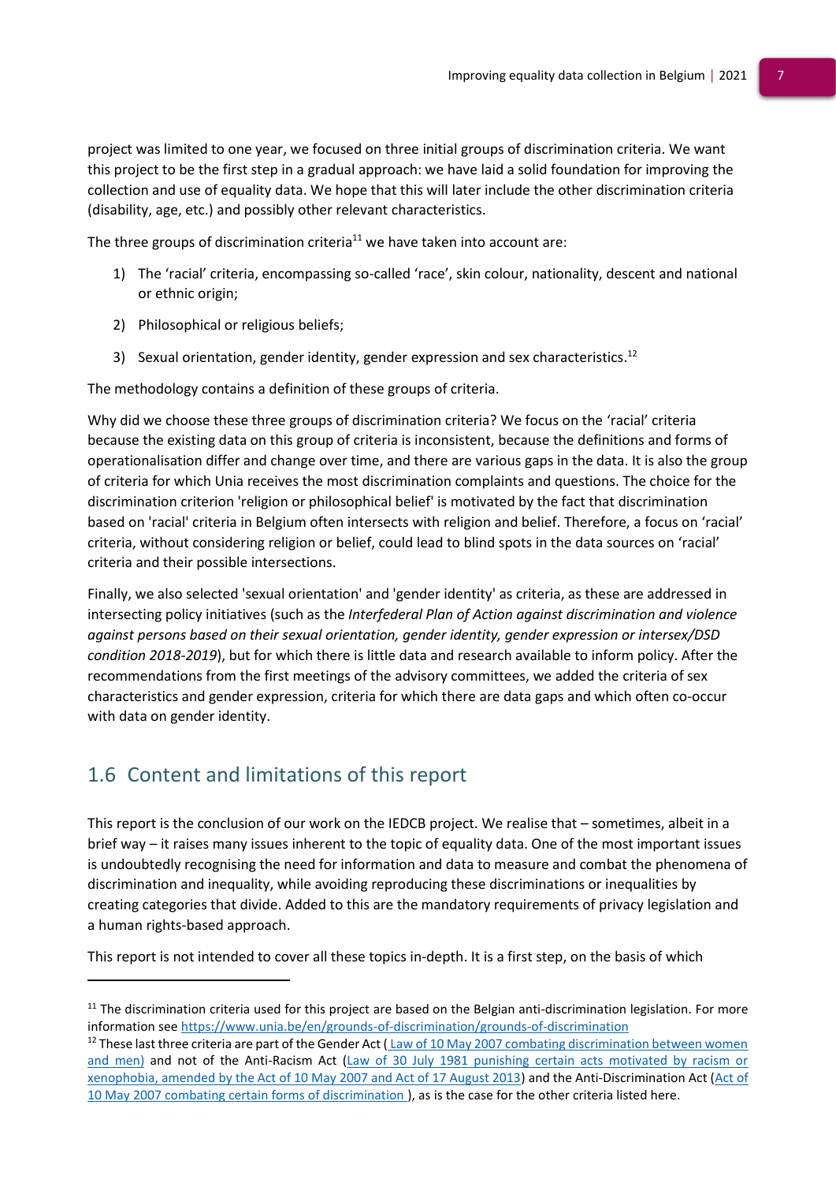project was limited to one year, we focused on three initial groups of discrimination criteria. We want this project to be the first step in a gradual approach: we have laid a solid foundation for improving the collection and use of equality data. We hope that this will later include the other discrimination criteria (disability, age, etc.) and possibly other relevant characteristics.

The three groups of discrimination criteria[11] we have taken into account are:

1) The 'racial' criteria, encompassing so-called 'race', skin colour, nationality, descent and national or ethnic origin;

2) Philosophical or religious beliefs;

3) Sexual orientation, gender identity, gender expression and sex characteristics.[12]

The methodology contains a definition of these groups of criteria.

Why did we choose these three groups of discrimination criteria? We focus on the 'racial' criteria because the existing data on this group of criteria is inconsistent, because the definitions and forms of operationalisation differ and change over time, and there are various gaps in the data. It is also the group of criteria for which Unia receives the most discrimination complaints and questions. The choice for the discrimination criterion 'religion or philosophical belief' is motivated by the fact that discrimination based on 'racial' criteria in Belgium often intersects with religion and belief. Therefore, a focus on 'racial' criteria, without considering religion or belief, could lead to blind spots in the data sources on 'racial' criteria and their possible intersections.

Finally, we also selected 'sexual orientation' and 'gender identity' as criteria, as these are addressed in intersecting policy initiatives (such as the *Interfederal Plan of Action against discrimination and violence against persons based on their sexual orientation, gender identity, gender expression or intersex/DSD condition 2018-2019*), but for which there is little data and research available to inform policy. After the recommendations from the first meetings of the advisory committees, we added the criteria of sex characteristics and gender expression, criteria for which there are data gaps and which often co-occur with data on gender identity.

## 1.6 Content and limitations of this report

This report is the conclusion of our work on the IEDCB project. We realise that – sometimes, albeit in a brief way – it raises many issues inherent to the topic of equality data. One of the most important issues is undoubtedly recognising the need for information and data to measure and combat the phenomena of discrimination and inequality, while avoiding reproducing these discriminations or inequalities by creating categories that divide. Added to this are the mandatory requirements of privacy legislation and a human rights-based approach.

This report is not intended to cover all these topics in-depth. It is a first step, on the basis of which

---

[11] The discrimination criteria used for this project are based on the Belgian anti-discrimination legislation. For more information see https://www.unia.be/en/grounds-of-discrimination/grounds-of-discrimination

[12] These last three criteria are part of the Gender Act (Law of 10 May 2007 combating discrimination between women and men) and not of the Anti-Racism Act (Law of 30 July 1981 punishing certain acts motivated by racism or xenophobia, amended by the Act of 10 May 2007 and Act of 17 August 2013) and the Anti-Discrimination Act (Act of 10 May 2007 combating certain forms of discrimination ), as is the case for the other criteria listed here.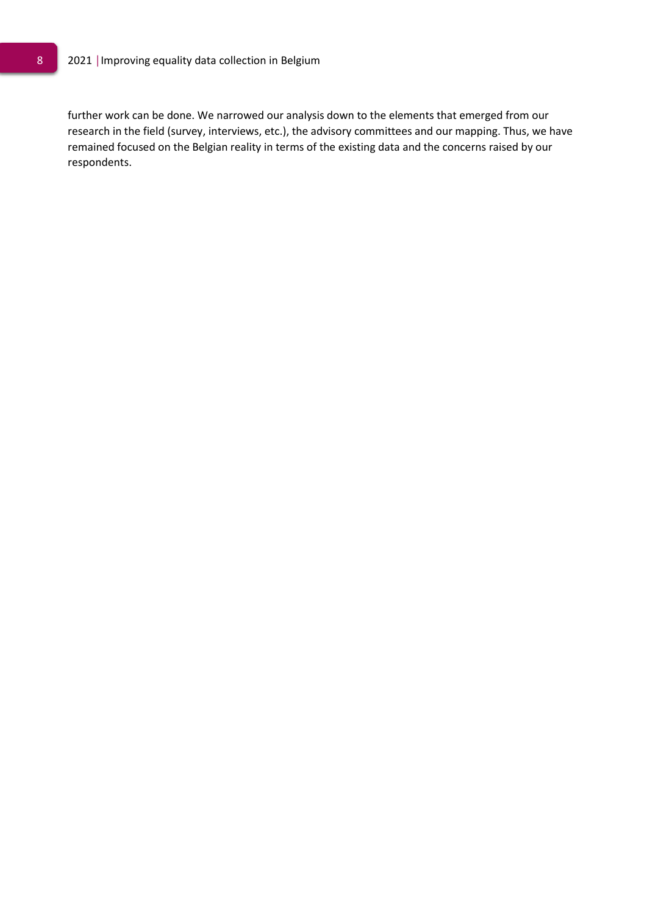further work can be done. We narrowed our analysis down to the elements that emerged from our research in the field (survey, interviews, etc.), the advisory committees and our mapping. Thus, we have remained focused on the Belgian reality in terms of the existing data and the concerns raised by our respondents.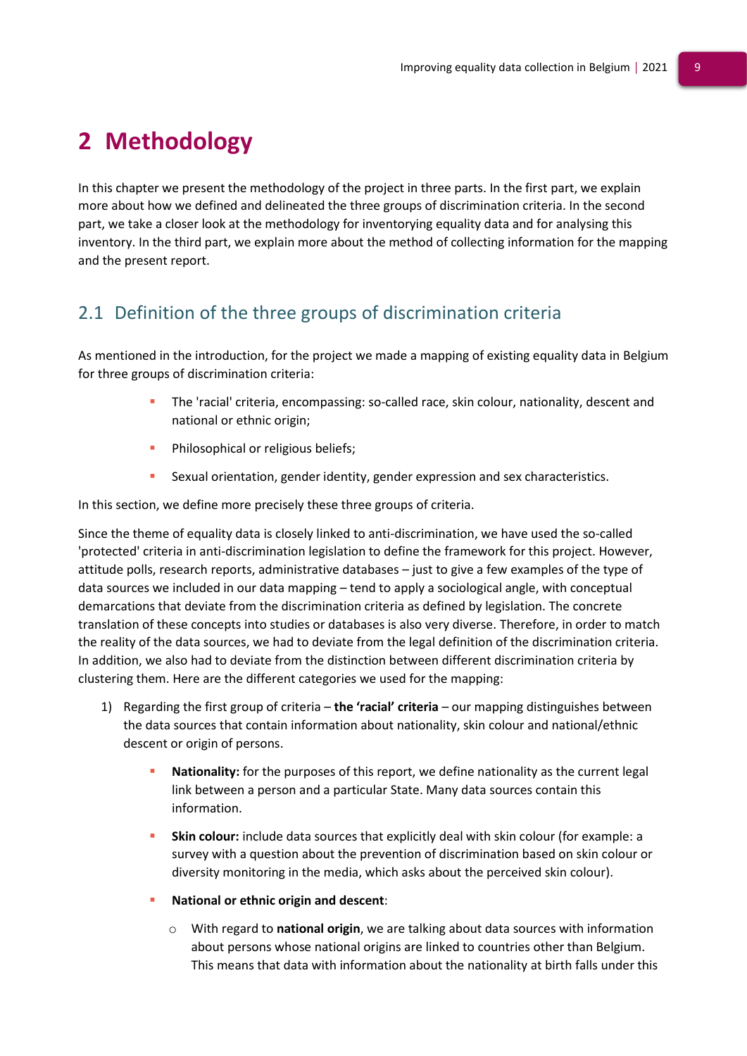# 2 Methodology

In this chapter we present the methodology of the project in three parts. In the first part, we explain more about how we defined and delineated the three groups of discrimination criteria. In the second part, we take a closer look at the methodology for inventorying equality data and for analysing this inventory. In the third part, we explain more about the method of collecting information for the mapping and the present report.

## 2.1 Definition of the three groups of discrimination criteria

As mentioned in the introduction, for the project we made a mapping of existing equality data in Belgium for three groups of discrimination criteria:

- The 'racial' criteria, encompassing: so-called race, skin colour, nationality, descent and national or ethnic origin;
- Philosophical or religious beliefs;
- Sexual orientation, gender identity, gender expression and sex characteristics.

In this section, we define more precisely these three groups of criteria.

Since the theme of equality data is closely linked to anti-discrimination, we have used the so-called 'protected' criteria in anti-discrimination legislation to define the framework for this project. However, attitude polls, research reports, administrative databases – just to give a few examples of the type of data sources we included in our data mapping – tend to apply a sociological angle, with conceptual demarcations that deviate from the discrimination criteria as defined by legislation. The concrete translation of these concepts into studies or databases is also very diverse. Therefore, in order to match the reality of the data sources, we had to deviate from the legal definition of the discrimination criteria. In addition, we also had to deviate from the distinction between different discrimination criteria by clustering them. Here are the different categories we used for the mapping:

1) Regarding the first group of criteria – **the 'racial' criteria** – our mapping distinguishes between the data sources that contain information about nationality, skin colour and national/ethnic descent or origin of persons.

   - **Nationality:** for the purposes of this report, we define nationality as the current legal link between a person and a particular State. Many data sources contain this information.
   - **Skin colour:** include data sources that explicitly deal with skin colour (for example: a survey with a question about the prevention of discrimination based on skin colour or diversity monitoring in the media, which asks about the perceived skin colour).
   - **National or ethnic origin and descent**:
     - With regard to **national origin**, we are talking about data sources with information about persons whose national origins are linked to countries other than Belgium. This means that data with information about the nationality at birth falls under this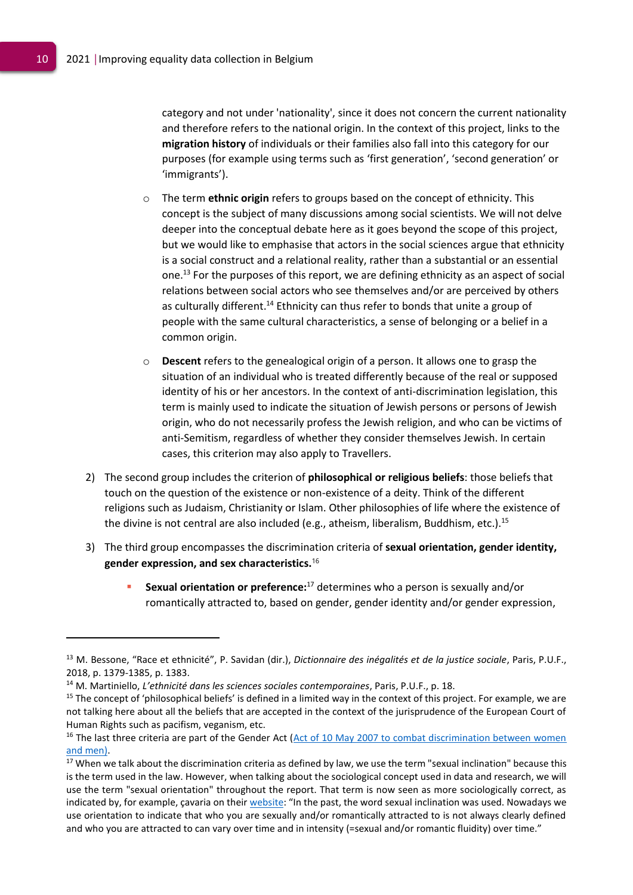category and not under 'nationality', since it does not concern the current nationality and therefore refers to the national origin. In the context of this project, links to the **migration history** of individuals or their families also fall into this category for our purposes (for example using terms such as 'first generation', 'second generation' or 'immigrants').

  - The term **ethnic origin** refers to groups based on the concept of ethnicity. This concept is the subject of many discussions among social scientists. We will not delve deeper into the conceptual debate here as it goes beyond the scope of this project, but we would like to emphasise that actors in the social sciences argue that ethnicity is a social construct and a relational reality, rather than a substantial or an essential one.[13] For the purposes of this report, we are defining ethnicity as an aspect of social relations between social actors who see themselves and/or are perceived by others as culturally different.[14] Ethnicity can thus refer to bonds that unite a group of people with the same cultural characteristics, a sense of belonging or a belief in a common origin.

  - **Descent** refers to the genealogical origin of a person. It allows one to grasp the situation of an individual who is treated differently because of the real or supposed identity of his or her ancestors. In the context of anti-discrimination legislation, this term is mainly used to indicate the situation of Jewish persons or persons of Jewish origin, who do not necessarily profess the Jewish religion, and who can be victims of anti-Semitism, regardless of whether they consider themselves Jewish. In certain cases, this criterion may also apply to Travellers.

2) The second group includes the criterion of **philosophical or religious beliefs**: those beliefs that touch on the question of the existence or non-existence of a deity. Think of the different religions such as Judaism, Christianity or Islam. Other philosophies of life where the existence of the divine is not central are also included (e.g., atheism, liberalism, Buddhism, etc.).[15]

3) The third group encompasses the discrimination criteria of **sexual orientation, gender identity, gender expression, and sex characteristics.**[16]

   - **Sexual orientation or preference:**[17] determines who a person is sexually and/or romantically attracted to, based on gender, gender identity and/or gender expression,

---

[13] M. Bessone, "Race et ethnicité", P. Savidan (dir.), *Dictionnaire des inégalités et de la justice sociale*, Paris, P.U.F., 2018, p. 1379-1385, p. 1383.

[14] M. Martiniello, *L'ethnicité dans les sciences sociales contemporaines*, Paris, P.U.F., p. 18.

[15] The concept of 'philosophical beliefs' is defined in a limited way in the context of this project. For example, we are not talking here about all the beliefs that are accepted in the context of the jurisprudence of the European Court of Human Rights such as pacifism, veganism, etc.

[16] The last three criteria are part of the Gender Act (Act of 10 May 2007 to combat discrimination between women and men).

[17] When we talk about the discrimination criteria as defined by law, we use the term "sexual inclination" because this is the term used in the law. However, when talking about the sociological concept used in data and research, we will use the term "sexual orientation" throughout the report. That term is now seen as more sociologically correct, as indicated by, for example, çavaria on their website: "In the past, the word sexual inclination was used. Nowadays we use orientation to indicate that who you are sexually and/or romantically attracted to is not always clearly defined and who you are attracted to can vary over time and in intensity (=sexual and/or romantic fluidity) over time."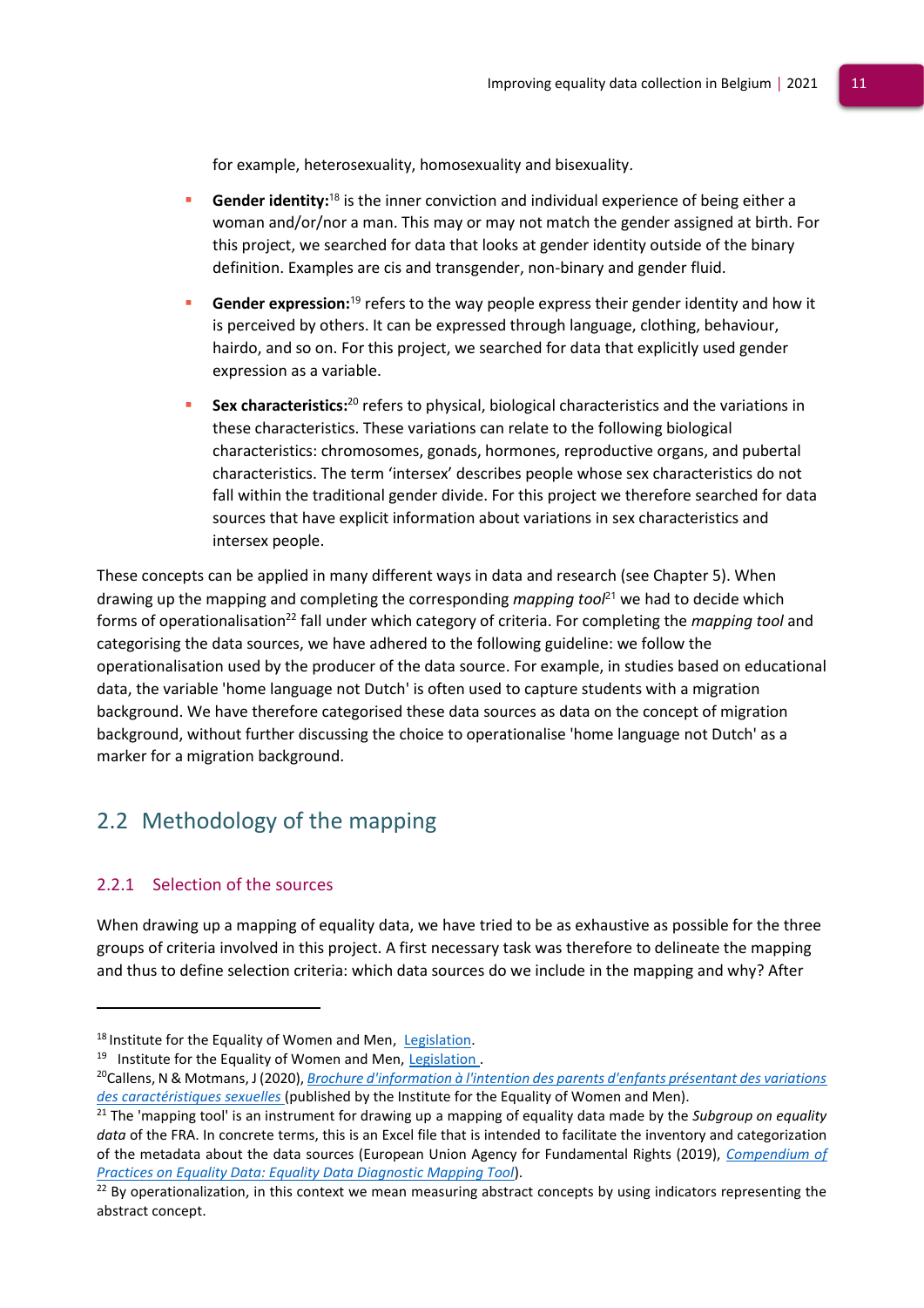for example, heterosexuality, homosexuality and bisexuality.

- **Gender identity:**[18] is the inner conviction and individual experience of being either a woman and/or/nor a man. This may or may not match the gender assigned at birth. For this project, we searched for data that looks at gender identity outside of the binary definition. Examples are cis and transgender, non-binary and gender fluid.
- **Gender expression:**[19] refers to the way people express their gender identity and how it is perceived by others. It can be expressed through language, clothing, behaviour, hairdo, and so on. For this project, we searched for data that explicitly used gender expression as a variable.
- **Sex characteristics:**[20] refers to physical, biological characteristics and the variations in these characteristics. These variations can relate to the following biological characteristics: chromosomes, gonads, hormones, reproductive organs, and pubertal characteristics. The term 'intersex' describes people whose sex characteristics do not fall within the traditional gender divide. For this project we therefore searched for data sources that have explicit information about variations in sex characteristics and intersex people.

These concepts can be applied in many different ways in data and research (see Chapter 5). When drawing up the mapping and completing the corresponding *mapping tool*[21] we had to decide which forms of operationalisation[22] fall under which category of criteria. For completing the *mapping tool* and categorising the data sources, we have adhered to the following guideline: we follow the operationalisation used by the producer of the data source. For example, in studies based on educational data, the variable 'home language not Dutch' is often used to capture students with a migration background. We have therefore categorised these data sources as data on the concept of migration background, without further discussing the choice to operationalise 'home language not Dutch' as a marker for a migration background.

## 2.2 Methodology of the mapping

### 2.2.1 Selection of the sources

When drawing up a mapping of equality data, we have tried to be as exhaustive as possible for the three groups of criteria involved in this project. A first necessary task was therefore to delineate the mapping and thus to define selection criteria: which data sources do we include in the mapping and why? After

---

[18] Institute for the Equality of Women and Men, Legislation.

[19] Institute for the Equality of Women and Men, Legislation .

[20] Callens, N & Motmans, J (2020), *Brochure d'information à l'intention des parents d'enfants présentant des variations des caractéristiques sexuelles* (published by the Institute for the Equality of Women and Men).

[21] The 'mapping tool' is an instrument for drawing up a mapping of equality data made by the *Subgroup on equality data* of the FRA. In concrete terms, this is an Excel file that is intended to facilitate the inventory and categorization of the metadata about the data sources (European Union Agency for Fundamental Rights (2019), *Compendium of Practices on Equality Data: Equality Data Diagnostic Mapping Tool*).

[22] By operationalization, in this context we mean measuring abstract concepts by using indicators representing the abstract concept.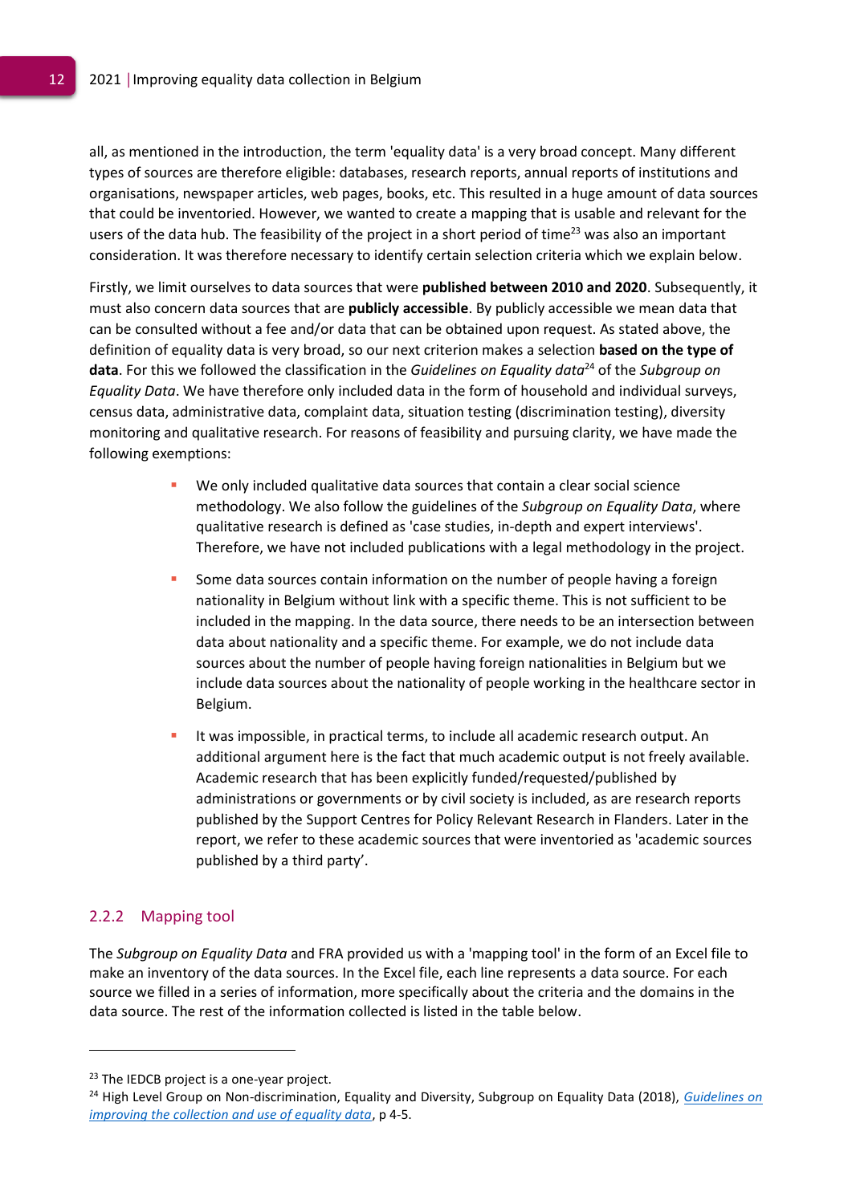all, as mentioned in the introduction, the term 'equality data' is a very broad concept. Many different types of sources are therefore eligible: databases, research reports, annual reports of institutions and organisations, newspaper articles, web pages, books, etc. This resulted in a huge amount of data sources that could be inventoried. However, we wanted to create a mapping that is usable and relevant for the users of the data hub. The feasibility of the project in a short period of time[23] was also an important consideration. It was therefore necessary to identify certain selection criteria which we explain below.

Firstly, we limit ourselves to data sources that were **published between 2010 and 2020**. Subsequently, it must also concern data sources that are **publicly accessible**. By publicly accessible we mean data that can be consulted without a fee and/or data that can be obtained upon request. As stated above, the definition of equality data is very broad, so our next criterion makes a selection **based on the type of data**. For this we followed the classification in the *Guidelines on Equality data*[24] of the *Subgroup on Equality Data*. We have therefore only included data in the form of household and individual surveys, census data, administrative data, complaint data, situation testing (discrimination testing), diversity monitoring and qualitative research. For reasons of feasibility and pursuing clarity, we have made the following exemptions:

- We only included qualitative data sources that contain a clear social science methodology. We also follow the guidelines of the *Subgroup on Equality Data*, where qualitative research is defined as 'case studies, in-depth and expert interviews'. Therefore, we have not included publications with a legal methodology in the project.
- Some data sources contain information on the number of people having a foreign nationality in Belgium without link with a specific theme. This is not sufficient to be included in the mapping. In the data source, there needs to be an intersection between data about nationality and a specific theme. For example, we do not include data sources about the number of people having foreign nationalities in Belgium but we include data sources about the nationality of people working in the healthcare sector in Belgium.
- It was impossible, in practical terms, to include all academic research output. An additional argument here is the fact that much academic output is not freely available. Academic research that has been explicitly funded/requested/published by administrations or governments or by civil society is included, as are research reports published by the Support Centres for Policy Relevant Research in Flanders. Later in the report, we refer to these academic sources that were inventoried as 'academic sources published by a third party'.

### 2.2.2 Mapping tool

The *Subgroup on Equality Data* and FRA provided us with a 'mapping tool' in the form of an Excel file to make an inventory of the data sources. In the Excel file, each line represents a data source. For each source we filled in a series of information, more specifically about the criteria and the domains in the data source. The rest of the information collected is listed in the table below.

---

[23] The IEDCB project is a one-year project.

[24] High Level Group on Non-discrimination, Equality and Diversity, Subgroup on Equality Data (2018), *Guidelines on improving the collection and use of equality data*, p 4-5.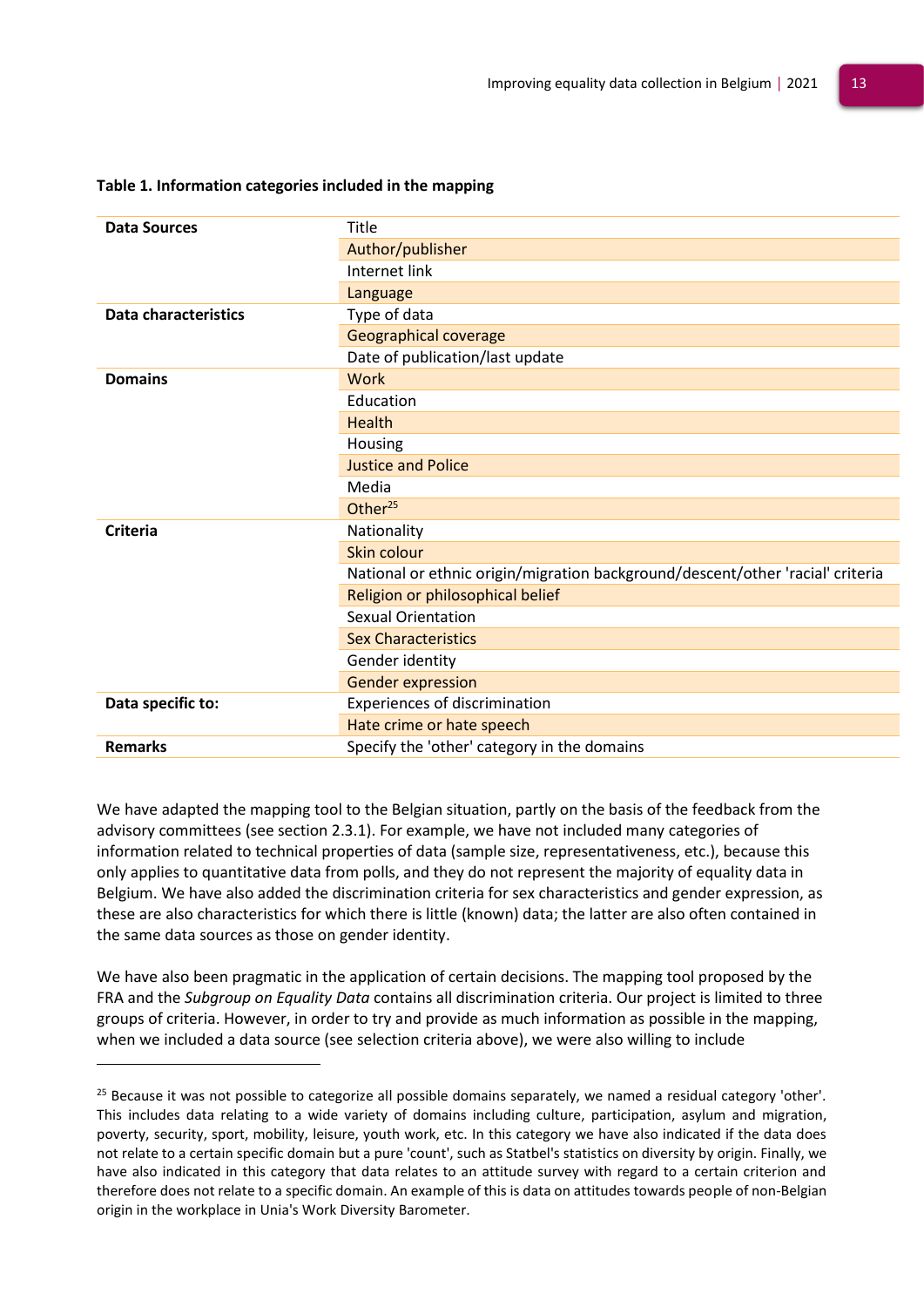**Table 1. Information categories included in the mapping**

| | |
|---|---|
| **Data Sources** | Title |
| | Author/publisher |
| | Internet link |
| | Language |
| **Data characteristics** | Type of data |
| | Geographical coverage |
| | Date of publication/last update |
| **Domains** | Work |
| | Education |
| | Health |
| | Housing |
| | Justice and Police |
| | Media |
| | Other[25] |
| **Criteria** | Nationality |
| | Skin colour |
| | National or ethnic origin/migration background/descent/other 'racial' criteria |
| | Religion or philosophical belief |
| | Sexual Orientation |
| | Sex Characteristics |
| | Gender identity |
| | Gender expression |
| **Data specific to:** | Experiences of discrimination |
| | Hate crime or hate speech |
| **Remarks** | Specify the 'other' category in the domains |

We have adapted the mapping tool to the Belgian situation, partly on the basis of the feedback from the advisory committees (see section 2.3.1). For example, we have not included many categories of information related to technical properties of data (sample size, representativeness, etc.), because this only applies to quantitative data from polls, and they do not represent the majority of equality data in Belgium. We have also added the discrimination criteria for sex characteristics and gender expression, as these are also characteristics for which there is little (known) data; the latter are also often contained in the same data sources as those on gender identity.

We have also been pragmatic in the application of certain decisions. The mapping tool proposed by the FRA and the *Subgroup on Equality Data* contains all discrimination criteria. Our project is limited to three groups of criteria. However, in order to try and provide as much information as possible in the mapping, when we included a data source (see selection criteria above), we were also willing to include

[25] Because it was not possible to categorize all possible domains separately, we named a residual category 'other'. This includes data relating to a wide variety of domains including culture, participation, asylum and migration, poverty, security, sport, mobility, leisure, youth work, etc. In this category we have also indicated if the data does not relate to a certain specific domain but a pure 'count', such as Statbel's statistics on diversity by origin. Finally, we have also indicated in this category that data relates to an attitude survey with regard to a certain criterion and therefore does not relate to a specific domain. An example of this is data on attitudes towards people of non-Belgian origin in the workplace in Unia's Work Diversity Barometer.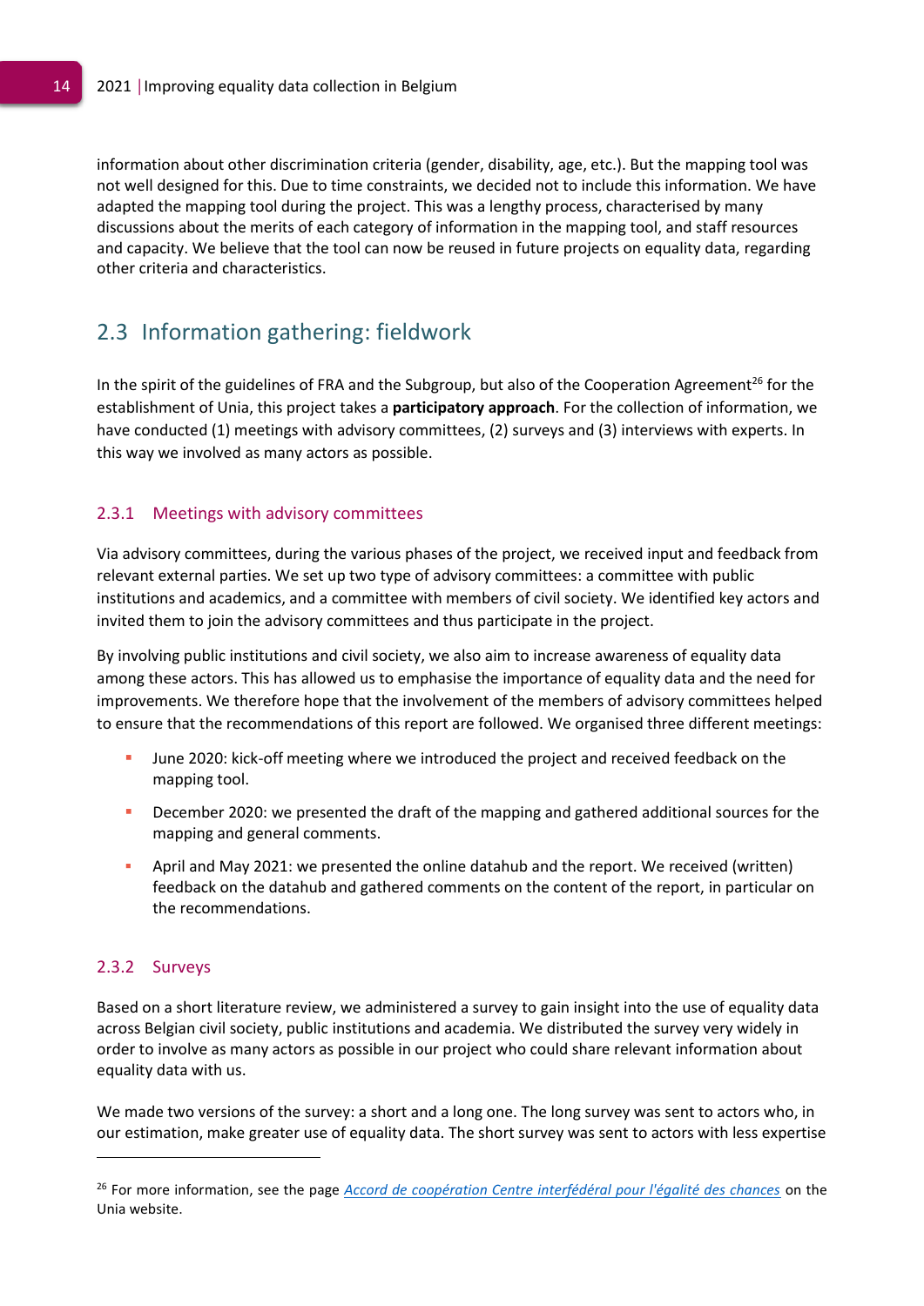information about other discrimination criteria (gender, disability, age, etc.). But the mapping tool was not well designed for this. Due to time constraints, we decided not to include this information. We have adapted the mapping tool during the project. This was a lengthy process, characterised by many discussions about the merits of each category of information in the mapping tool, and staff resources and capacity. We believe that the tool can now be reused in future projects on equality data, regarding other criteria and characteristics.

## 2.3 Information gathering: fieldwork

In the spirit of the guidelines of FRA and the Subgroup, but also of the Cooperation Agreement[26] for the establishment of Unia, this project takes a **participatory approach**. For the collection of information, we have conducted (1) meetings with advisory committees, (2) surveys and (3) interviews with experts. In this way we involved as many actors as possible.

### 2.3.1 Meetings with advisory committees

Via advisory committees, during the various phases of the project, we received input and feedback from relevant external parties. We set up two type of advisory committees: a committee with public institutions and academics, and a committee with members of civil society. We identified key actors and invited them to join the advisory committees and thus participate in the project.

By involving public institutions and civil society, we also aim to increase awareness of equality data among these actors. This has allowed us to emphasise the importance of equality data and the need for improvements. We therefore hope that the involvement of the members of advisory committees helped to ensure that the recommendations of this report are followed. We organised three different meetings:

- June 2020: kick-off meeting where we introduced the project and received feedback on the mapping tool.
- December 2020: we presented the draft of the mapping and gathered additional sources for the mapping and general comments.
- April and May 2021: we presented the online datahub and the report. We received (written) feedback on the datahub and gathered comments on the content of the report, in particular on the recommendations.

### 2.3.2 Surveys

Based on a short literature review, we administered a survey to gain insight into the use of equality data across Belgian civil society, public institutions and academia. We distributed the survey very widely in order to involve as many actors as possible in our project who could share relevant information about equality data with us.

We made two versions of the survey: a short and a long one. The long survey was sent to actors who, in our estimation, make greater use of equality data. The short survey was sent to actors with less expertise

---

[26] For more information, see the page *Accord de coopération Centre interfédéral pour l'égalité des chances* on the Unia website.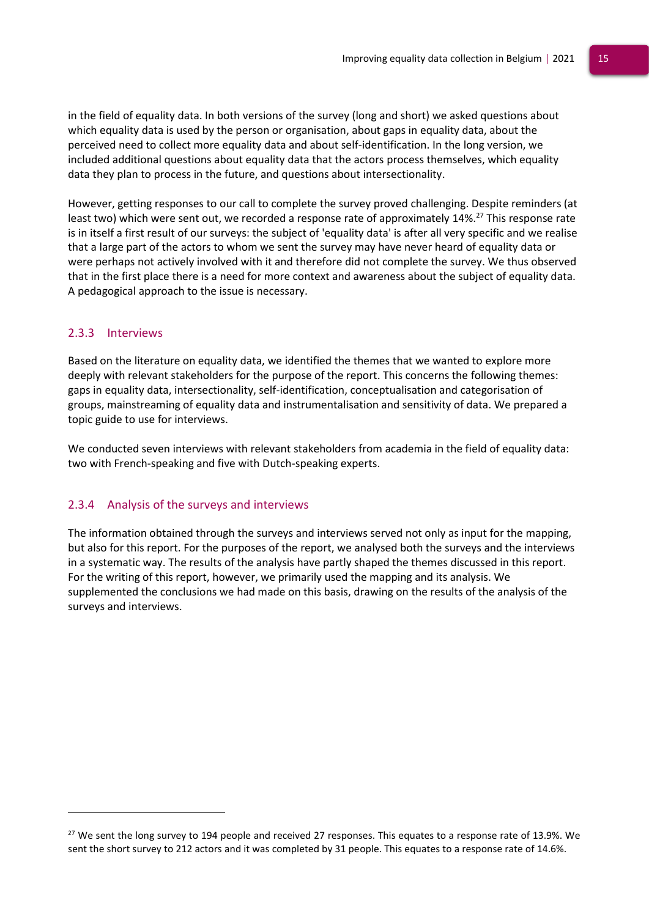in the field of equality data. In both versions of the survey (long and short) we asked questions about which equality data is used by the person or organisation, about gaps in equality data, about the perceived need to collect more equality data and about self-identification. In the long version, we included additional questions about equality data that the actors process themselves, which equality data they plan to process in the future, and questions about intersectionality.

However, getting responses to our call to complete the survey proved challenging. Despite reminders (at least two) which were sent out, we recorded a response rate of approximately 14%.[27] This response rate is in itself a first result of our surveys: the subject of 'equality data' is after all very specific and we realise that a large part of the actors to whom we sent the survey may have never heard of equality data or were perhaps not actively involved with it and therefore did not complete the survey. We thus observed that in the first place there is a need for more context and awareness about the subject of equality data. A pedagogical approach to the issue is necessary.

### 2.3.3 Interviews

Based on the literature on equality data, we identified the themes that we wanted to explore more deeply with relevant stakeholders for the purpose of the report. This concerns the following themes: gaps in equality data, intersectionality, self-identification, conceptualisation and categorisation of groups, mainstreaming of equality data and instrumentalisation and sensitivity of data. We prepared a topic guide to use for interviews.

We conducted seven interviews with relevant stakeholders from academia in the field of equality data: two with French-speaking and five with Dutch-speaking experts.

### 2.3.4 Analysis of the surveys and interviews

The information obtained through the surveys and interviews served not only as input for the mapping, but also for this report. For the purposes of the report, we analysed both the surveys and the interviews in a systematic way. The results of the analysis have partly shaped the themes discussed in this report. For the writing of this report, however, we primarily used the mapping and its analysis. We supplemented the conclusions we had made on this basis, drawing on the results of the analysis of the surveys and interviews.

---

[27] We sent the long survey to 194 people and received 27 responses. This equates to a response rate of 13.9%. We sent the short survey to 212 actors and it was completed by 31 people. This equates to a response rate of 14.6%.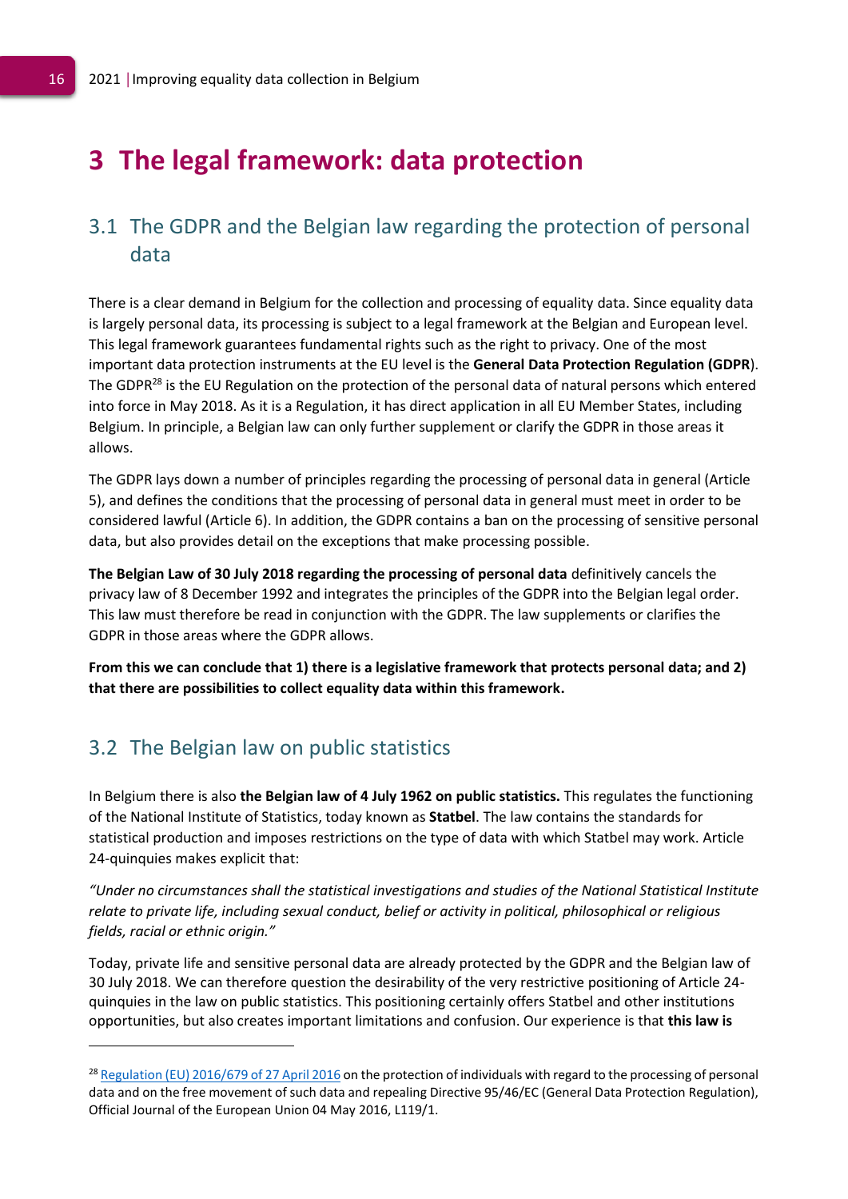# 3 The legal framework: data protection

## 3.1 The GDPR and the Belgian law regarding the protection of personal data

There is a clear demand in Belgium for the collection and processing of equality data. Since equality data is largely personal data, its processing is subject to a legal framework at the Belgian and European level. This legal framework guarantees fundamental rights such as the right to privacy. One of the most important data protection instruments at the EU level is the **General Data Protection Regulation (GDPR**). The GDPR[28] is the EU Regulation on the protection of the personal data of natural persons which entered into force in May 2018. As it is a Regulation, it has direct application in all EU Member States, including Belgium. In principle, a Belgian law can only further supplement or clarify the GDPR in those areas it allows.

The GDPR lays down a number of principles regarding the processing of personal data in general (Article 5), and defines the conditions that the processing of personal data in general must meet in order to be considered lawful (Article 6). In addition, the GDPR contains a ban on the processing of sensitive personal data, but also provides detail on the exceptions that make processing possible.

**The Belgian Law of 30 July 2018 regarding the processing of personal data** definitively cancels the privacy law of 8 December 1992 and integrates the principles of the GDPR into the Belgian legal order. This law must therefore be read in conjunction with the GDPR. The law supplements or clarifies the GDPR in those areas where the GDPR allows.

**From this we can conclude that 1) there is a legislative framework that protects personal data; and 2) that there are possibilities to collect equality data within this framework.**

## 3.2 The Belgian law on public statistics

In Belgium there is also **the Belgian law of 4 July 1962 on public statistics.** This regulates the functioning of the National Institute of Statistics, today known as **Statbel**. The law contains the standards for statistical production and imposes restrictions on the type of data with which Statbel may work. Article 24-quinquies makes explicit that:

*"Under no circumstances shall the statistical investigations and studies of the National Statistical Institute relate to private life, including sexual conduct, belief or activity in political, philosophical or religious fields, racial or ethnic origin."*

Today, private life and sensitive personal data are already protected by the GDPR and the Belgian law of 30 July 2018. We can therefore question the desirability of the very restrictive positioning of Article 24-quinquies in the law on public statistics. This positioning certainly offers Statbel and other institutions opportunities, but also creates important limitations and confusion. Our experience is that **this law is**

---

[28] Regulation (EU) 2016/679 of 27 April 2016 on the protection of individuals with regard to the processing of personal data and on the free movement of such data and repealing Directive 95/46/EC (General Data Protection Regulation), Official Journal of the European Union 04 May 2016, L119/1.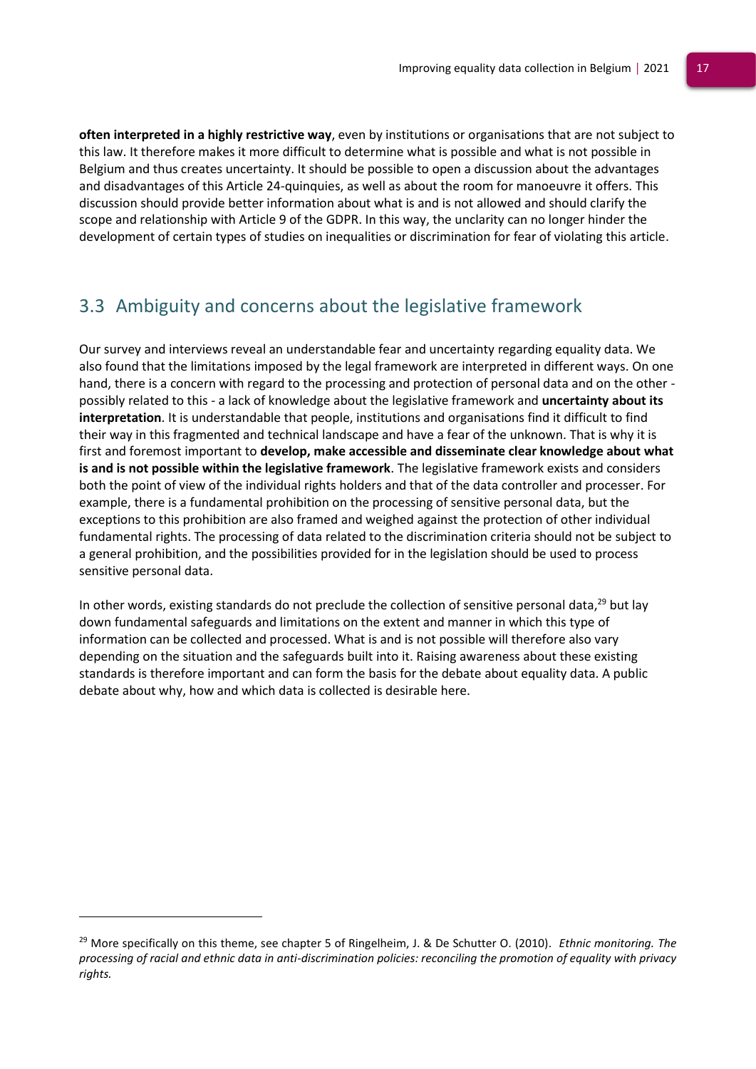**often interpreted in a highly restrictive way**, even by institutions or organisations that are not subject to this law. It therefore makes it more difficult to determine what is possible and what is not possible in Belgium and thus creates uncertainty. It should be possible to open a discussion about the advantages and disadvantages of this Article 24-quinquies, as well as about the room for manoeuvre it offers. This discussion should provide better information about what is and is not allowed and should clarify the scope and relationship with Article 9 of the GDPR. In this way, the unclarity can no longer hinder the development of certain types of studies on inequalities or discrimination for fear of violating this article.

## 3.3 Ambiguity and concerns about the legislative framework

Our survey and interviews reveal an understandable fear and uncertainty regarding equality data. We also found that the limitations imposed by the legal framework are interpreted in different ways. On one hand, there is a concern with regard to the processing and protection of personal data and on the other - possibly related to this - a lack of knowledge about the legislative framework and **uncertainty about its interpretation**. It is understandable that people, institutions and organisations find it difficult to find their way in this fragmented and technical landscape and have a fear of the unknown. That is why it is first and foremost important to **develop, make accessible and disseminate clear knowledge about what is and is not possible within the legislative framework**. The legislative framework exists and considers both the point of view of the individual rights holders and that of the data controller and processer. For example, there is a fundamental prohibition on the processing of sensitive personal data, but the exceptions to this prohibition are also framed and weighed against the protection of other individual fundamental rights. The processing of data related to the discrimination criteria should not be subject to a general prohibition, and the possibilities provided for in the legislation should be used to process sensitive personal data.

In other words, existing standards do not preclude the collection of sensitive personal data,[29] but lay down fundamental safeguards and limitations on the extent and manner in which this type of information can be collected and processed. What is and is not possible will therefore also vary depending on the situation and the safeguards built into it. Raising awareness about these existing standards is therefore important and can form the basis for the debate about equality data. A public debate about why, how and which data is collected is desirable here.

[29] More specifically on this theme, see chapter 5 of Ringelheim, J. & De Schutter O. (2010). *Ethnic monitoring. The processing of racial and ethnic data in anti-discrimination policies: reconciling the promotion of equality with privacy rights.*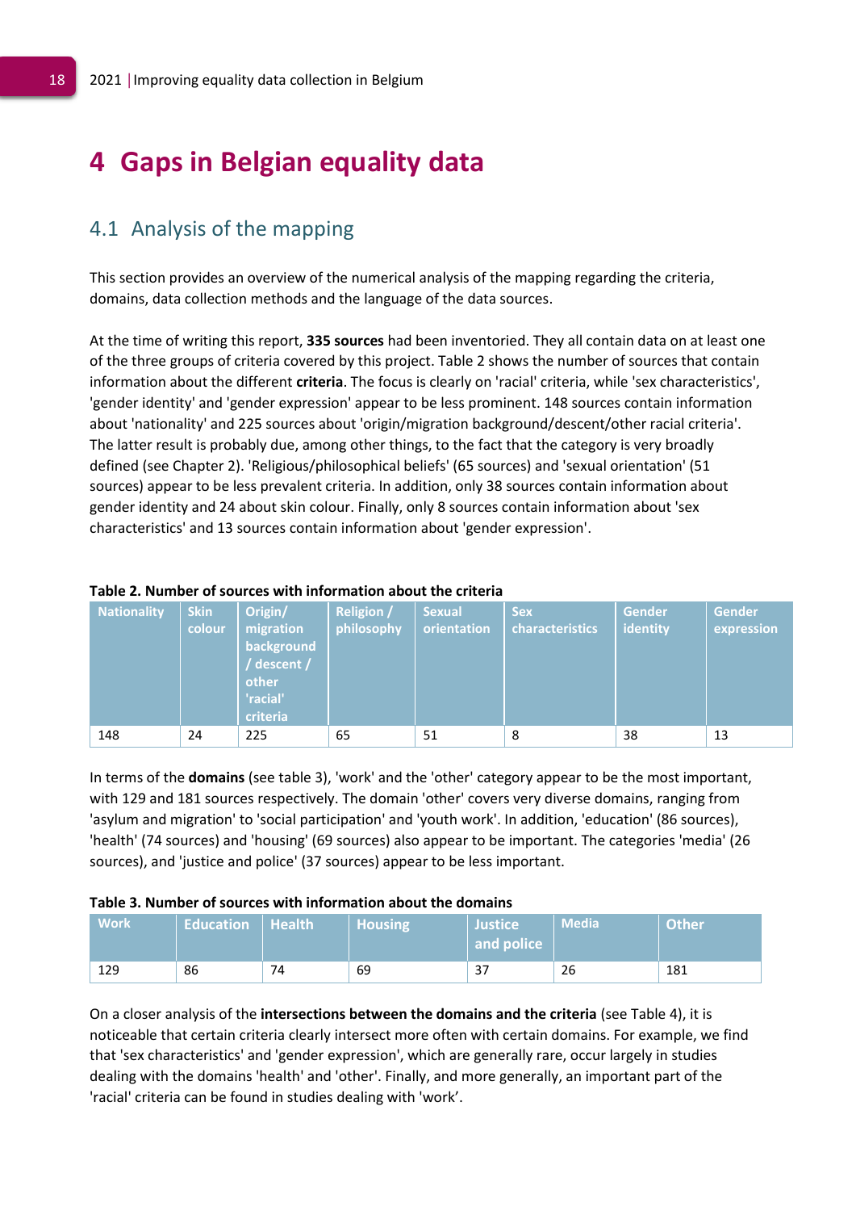# 4 Gaps in Belgian equality data

## 4.1 Analysis of the mapping

This section provides an overview of the numerical analysis of the mapping regarding the criteria, domains, data collection methods and the language of the data sources.

At the time of writing this report, **335 sources** had been inventoried. They all contain data on at least one of the three groups of criteria covered by this project. Table 2 shows the number of sources that contain information about the different **criteria**. The focus is clearly on 'racial' criteria, while 'sex characteristics', 'gender identity' and 'gender expression' appear to be less prominent. 148 sources contain information about 'nationality' and 225 sources about 'origin/migration background/descent/other racial criteria'. The latter result is probably due, among other things, to the fact that the category is very broadly defined (see Chapter 2). 'Religious/philosophical beliefs' (65 sources) and 'sexual orientation' (51 sources) appear to be less prevalent criteria. In addition, only 38 sources contain information about gender identity and 24 about skin colour. Finally, only 8 sources contain information about 'sex characteristics' and 13 sources contain information about 'gender expression'.

**Table 2. Number of sources with information about the criteria**

| Nationality | Skin colour | Origin/ migration background / descent / other 'racial' criteria | Religion / philosophy | Sexual orientation | Sex characteristics | Gender identity | Gender expression |
|---|---|---|---|---|---|---|---|
| 148 | 24 | 225 | 65 | 51 | 8 | 38 | 13 |

In terms of the **domains** (see table 3), 'work' and the 'other' category appear to be the most important, with 129 and 181 sources respectively. The domain 'other' covers very diverse domains, ranging from 'asylum and migration' to 'social participation' and 'youth work'. In addition, 'education' (86 sources), 'health' (74 sources) and 'housing' (69 sources) also appear to be important. The categories 'media' (26 sources), and 'justice and police' (37 sources) appear to be less important.

**Table 3. Number of sources with information about the domains**

| Work | Education | Health | Housing | Justice and police | Media | Other |
|---|---|---|---|---|---|---|
| 129 | 86 | 74 | 69 | 37 | 26 | 181 |

On a closer analysis of the **intersections between the domains and the criteria** (see Table 4), it is noticeable that certain criteria clearly intersect more often with certain domains. For example, we find that 'sex characteristics' and 'gender expression', which are generally rare, occur largely in studies dealing with the domains 'health' and 'other'. Finally, and more generally, an important part of the 'racial' criteria can be found in studies dealing with 'work'.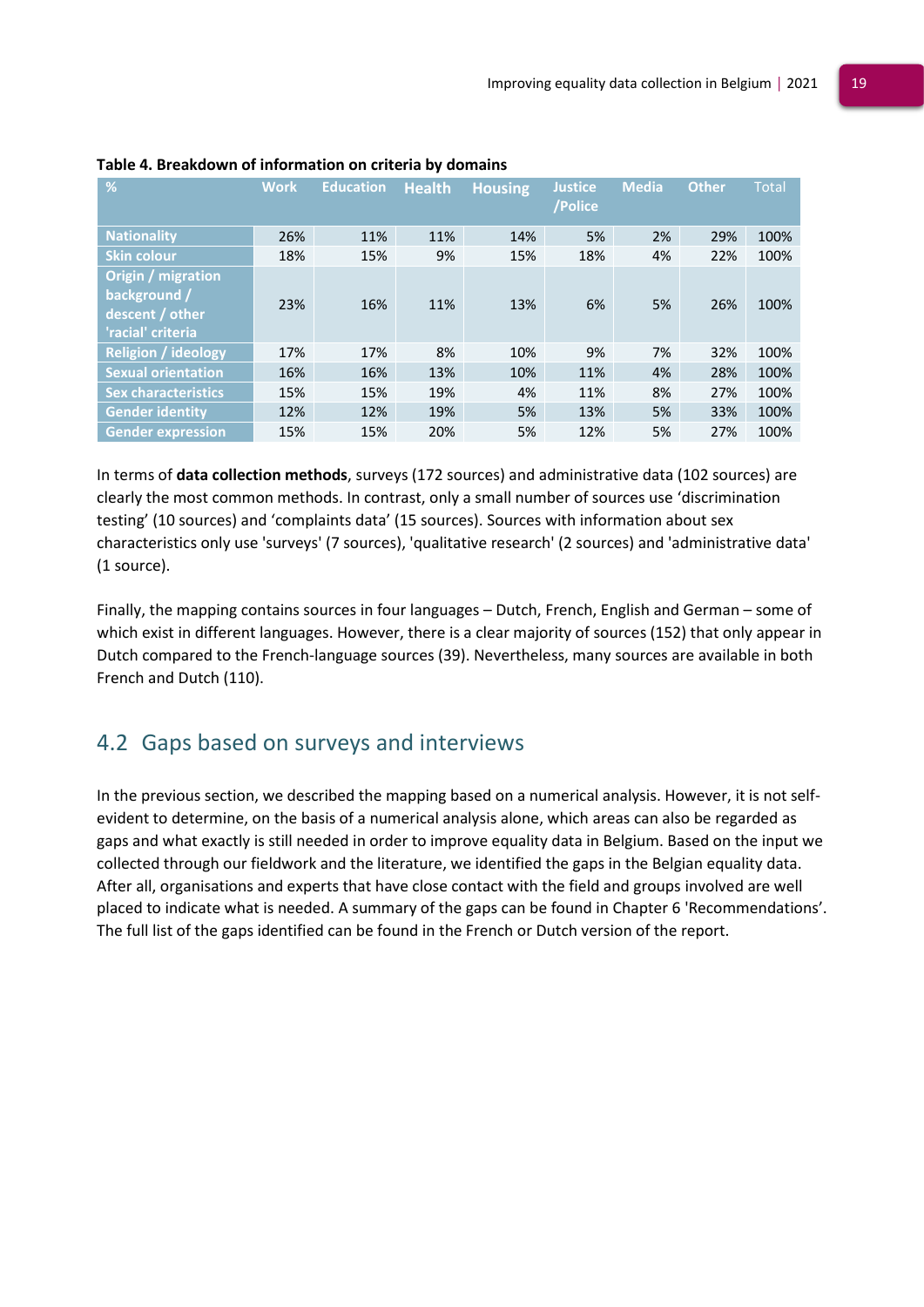**Table 4. Breakdown of information on criteria by domains**

| % | Work | Education | Health | Housing | Justice /Police | Media | Other | Total |
|---|---|---|---|---|---|---|---|---|
| Nationality | 26% | 11% | 11% | 14% | 5% | 2% | 29% | 100% |
| Skin colour | 18% | 15% | 9% | 15% | 18% | 4% | 22% | 100% |
| Origin / migration background / descent / other 'racial' criteria | 23% | 16% | 11% | 13% | 6% | 5% | 26% | 100% |
| Religion / ideology | 17% | 17% | 8% | 10% | 9% | 7% | 32% | 100% |
| Sexual orientation | 16% | 16% | 13% | 10% | 11% | 4% | 28% | 100% |
| Sex characteristics | 15% | 15% | 19% | 4% | 11% | 8% | 27% | 100% |
| Gender identity | 12% | 12% | 19% | 5% | 13% | 5% | 33% | 100% |
| Gender expression | 15% | 15% | 20% | 5% | 12% | 5% | 27% | 100% |

In terms of **data collection methods**, surveys (172 sources) and administrative data (102 sources) are clearly the most common methods. In contrast, only a small number of sources use 'discrimination testing' (10 sources) and 'complaints data' (15 sources). Sources with information about sex characteristics only use 'surveys' (7 sources), 'qualitative research' (2 sources) and 'administrative data' (1 source).

Finally, the mapping contains sources in four languages – Dutch, French, English and German – some of which exist in different languages. However, there is a clear majority of sources (152) that only appear in Dutch compared to the French-language sources (39). Nevertheless, many sources are available in both French and Dutch (110).

## 4.2 Gaps based on surveys and interviews

In the previous section, we described the mapping based on a numerical analysis. However, it is not self-evident to determine, on the basis of a numerical analysis alone, which areas can also be regarded as gaps and what exactly is still needed in order to improve equality data in Belgium. Based on the input we collected through our fieldwork and the literature, we identified the gaps in the Belgian equality data. After all, organisations and experts that have close contact with the field and groups involved are well placed to indicate what is needed. A summary of the gaps can be found in Chapter 6 'Recommendations'. The full list of the gaps identified can be found in the French or Dutch version of the report.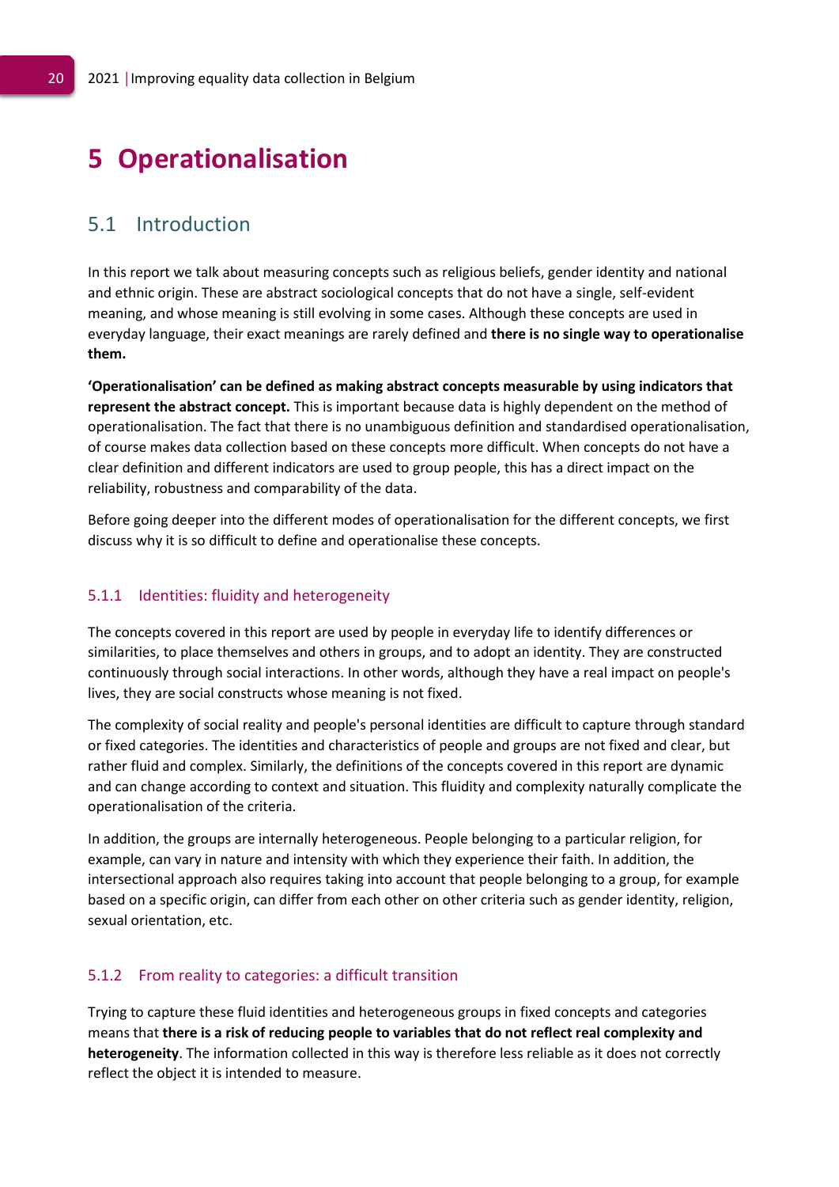# 5 Operationalisation

## 5.1 Introduction

In this report we talk about measuring concepts such as religious beliefs, gender identity and national and ethnic origin. These are abstract sociological concepts that do not have a single, self-evident meaning, and whose meaning is still evolving in some cases. Although these concepts are used in everyday language, their exact meanings are rarely defined and **there is no single way to operationalise them.**

**'Operationalisation' can be defined as making abstract concepts measurable by using indicators that represent the abstract concept.** This is important because data is highly dependent on the method of operationalisation. The fact that there is no unambiguous definition and standardised operationalisation, of course makes data collection based on these concepts more difficult. When concepts do not have a clear definition and different indicators are used to group people, this has a direct impact on the reliability, robustness and comparability of the data.

Before going deeper into the different modes of operationalisation for the different concepts, we first discuss why it is so difficult to define and operationalise these concepts.

### 5.1.1 Identities: fluidity and heterogeneity

The concepts covered in this report are used by people in everyday life to identify differences or similarities, to place themselves and others in groups, and to adopt an identity. They are constructed continuously through social interactions. In other words, although they have a real impact on people's lives, they are social constructs whose meaning is not fixed.

The complexity of social reality and people's personal identities are difficult to capture through standard or fixed categories. The identities and characteristics of people and groups are not fixed and clear, but rather fluid and complex. Similarly, the definitions of the concepts covered in this report are dynamic and can change according to context and situation. This fluidity and complexity naturally complicate the operationalisation of the criteria.

In addition, the groups are internally heterogeneous. People belonging to a particular religion, for example, can vary in nature and intensity with which they experience their faith. In addition, the intersectional approach also requires taking into account that people belonging to a group, for example based on a specific origin, can differ from each other on other criteria such as gender identity, religion, sexual orientation, etc.

### 5.1.2 From reality to categories: a difficult transition

Trying to capture these fluid identities and heterogeneous groups in fixed concepts and categories means that **there is a risk of reducing people to variables that do not reflect real complexity and heterogeneity**. The information collected in this way is therefore less reliable as it does not correctly reflect the object it is intended to measure.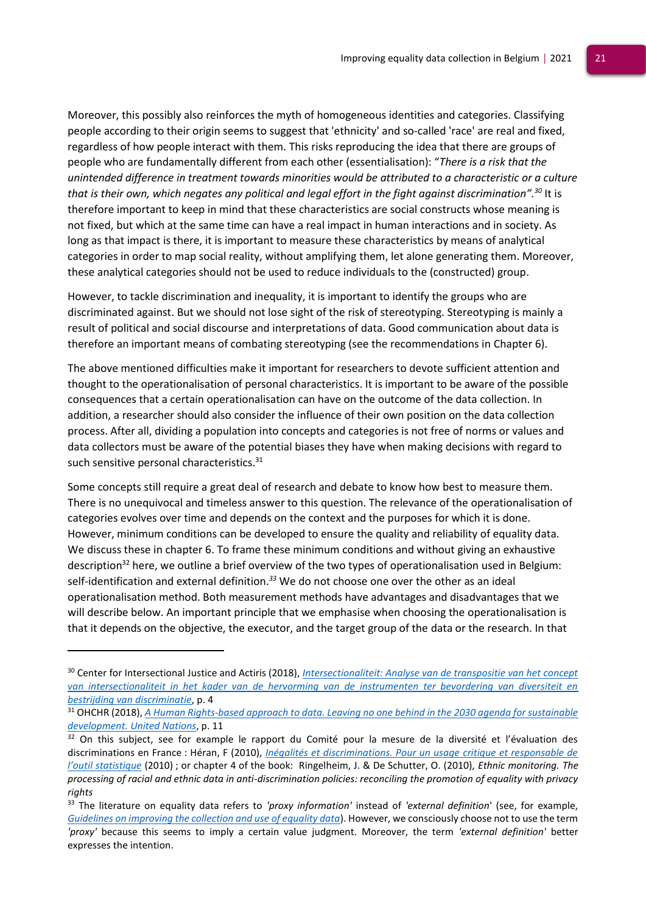Moreover, this possibly also reinforces the myth of homogeneous identities and categories. Classifying people according to their origin seems to suggest that 'ethnicity' and so-called 'race' are real and fixed, regardless of how people interact with them. This risks reproducing the idea that there are groups of people who are fundamentally different from each other (essentialisation): "*There is a risk that the unintended difference in treatment towards minorities would be attributed to a characteristic or a culture that is their own, which negates any political and legal effort in the fight against discrimination".*[30] It is therefore important to keep in mind that these characteristics are social constructs whose meaning is not fixed, but which at the same time can have a real impact in human interactions and in society. As long as that impact is there, it is important to measure these characteristics by means of analytical categories in order to map social reality, without amplifying them, let alone generating them. Moreover, these analytical categories should not be used to reduce individuals to the (constructed) group.

However, to tackle discrimination and inequality, it is important to identify the groups who are discriminated against. But we should not lose sight of the risk of stereotyping. Stereotyping is mainly a result of political and social discourse and interpretations of data. Good communication about data is therefore an important means of combating stereotyping (see the recommendations in Chapter 6).

The above mentioned difficulties make it important for researchers to devote sufficient attention and thought to the operationalisation of personal characteristics. It is important to be aware of the possible consequences that a certain operationalisation can have on the outcome of the data collection. In addition, a researcher should also consider the influence of their own position on the data collection process. After all, dividing a population into concepts and categories is not free of norms or values and data collectors must be aware of the potential biases they have when making decisions with regard to such sensitive personal characteristics.[31]

Some concepts still require a great deal of research and debate to know how best to measure them. There is no unequivocal and timeless answer to this question. The relevance of the operationalisation of categories evolves over time and depends on the context and the purposes for which it is done. However, minimum conditions can be developed to ensure the quality and reliability of equality data. We discuss these in chapter 6. To frame these minimum conditions and without giving an exhaustive description[32] here, we outline a brief overview of the two types of operationalisation used in Belgium: self-identification and external definition.[33] We do not choose one over the other as an ideal operationalisation method. Both measurement methods have advantages and disadvantages that we will describe below. An important principle that we emphasise when choosing the operationalisation is that it depends on the objective, the executor, and the target group of the data or the research. In that

---

[30] Center for Intersectional Justice and Actiris (2018), *Intersectionaliteit: Analyse van de transpositie van het concept van intersectionaliteit in het kader van de hervorming van de instrumenten ter bevordering van diversiteit en bestrijding van discriminatie*, p. 4

[31] OHCHR (2018), *A Human Rights-based approach to data. Leaving no one behind in the 2030 agenda for sustainable development. United Nations*, p. 11

[32] On this subject, see for example le rapport du Comité pour la mesure de la diversité et l'évaluation des discriminations en France : Héran, F (2010), *Inégalités et discriminations. Pour un usage critique et responsable de l'outil statistique* (2010) ; or chapter 4 of the book: Ringelheim, J. & De Schutter, O. (2010), *Ethnic monitoring. The processing of racial and ethnic data in anti-discrimination policies: reconciling the promotion of equality with privacy rights*

[33] The literature on equality data refers to *'proxy information'* instead of *'external definition'* (see, for example, *Guidelines on improving the collection and use of equality data*). However, we consciously choose not to use the term *'proxy'* because this seems to imply a certain value judgment. Moreover, the term *'external definition'* better expresses the intention.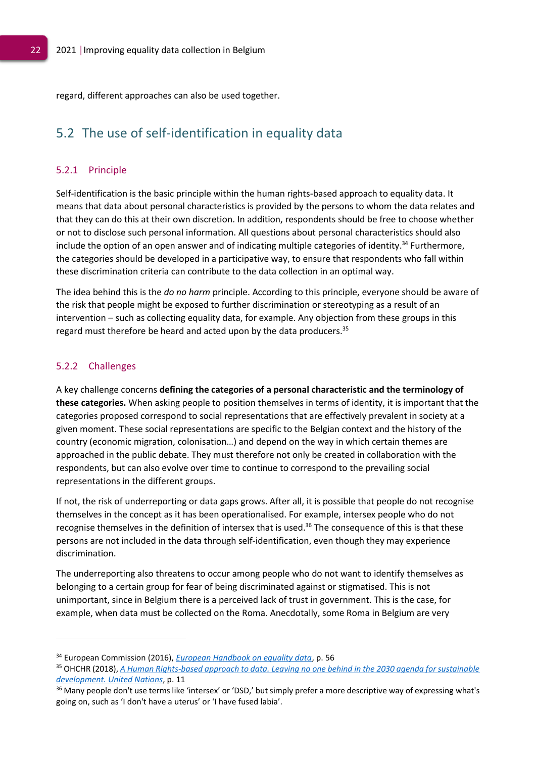regard, different approaches can also be used together.

## 5.2 The use of self-identification in equality data

### 5.2.1 Principle

Self-identification is the basic principle within the human rights-based approach to equality data. It means that data about personal characteristics is provided by the persons to whom the data relates and that they can do this at their own discretion. In addition, respondents should be free to choose whether or not to disclose such personal information. All questions about personal characteristics should also include the option of an open answer and of indicating multiple categories of identity.[34] Furthermore, the categories should be developed in a participative way, to ensure that respondents who fall within these discrimination criteria can contribute to the data collection in an optimal way.

The idea behind this is the *do no harm* principle. According to this principle, everyone should be aware of the risk that people might be exposed to further discrimination or stereotyping as a result of an intervention – such as collecting equality data, for example. Any objection from these groups in this regard must therefore be heard and acted upon by the data producers.[35]

### 5.2.2 Challenges

A key challenge concerns **defining the categories of a personal characteristic and the terminology of these categories.** When asking people to position themselves in terms of identity, it is important that the categories proposed correspond to social representations that are effectively prevalent in society at a given moment. These social representations are specific to the Belgian context and the history of the country (economic migration, colonisation…) and depend on the way in which certain themes are approached in the public debate. They must therefore not only be created in collaboration with the respondents, but can also evolve over time to continue to correspond to the prevailing social representations in the different groups.

If not, the risk of underreporting or data gaps grows. After all, it is possible that people do not recognise themselves in the concept as it has been operationalised. For example, intersex people who do not recognise themselves in the definition of intersex that is used.[36] The consequence of this is that these persons are not included in the data through self-identification, even though they may experience discrimination.

The underreporting also threatens to occur among people who do not want to identify themselves as belonging to a certain group for fear of being discriminated against or stigmatised. This is not unimportant, since in Belgium there is a perceived lack of trust in government. This is the case, for example, when data must be collected on the Roma. Anecdotally, some Roma in Belgium are very

---

[34] European Commission (2016), *European Handbook on equality data*, p. 56

[35] OHCHR (2018), *A Human Rights-based approach to data. Leaving no one behind in the 2030 agenda for sustainable development. United Nations*, p. 11

[36] Many people don't use terms like 'intersex' or 'DSD,' but simply prefer a more descriptive way of expressing what's going on, such as 'I don't have a uterus' or 'I have fused labia'.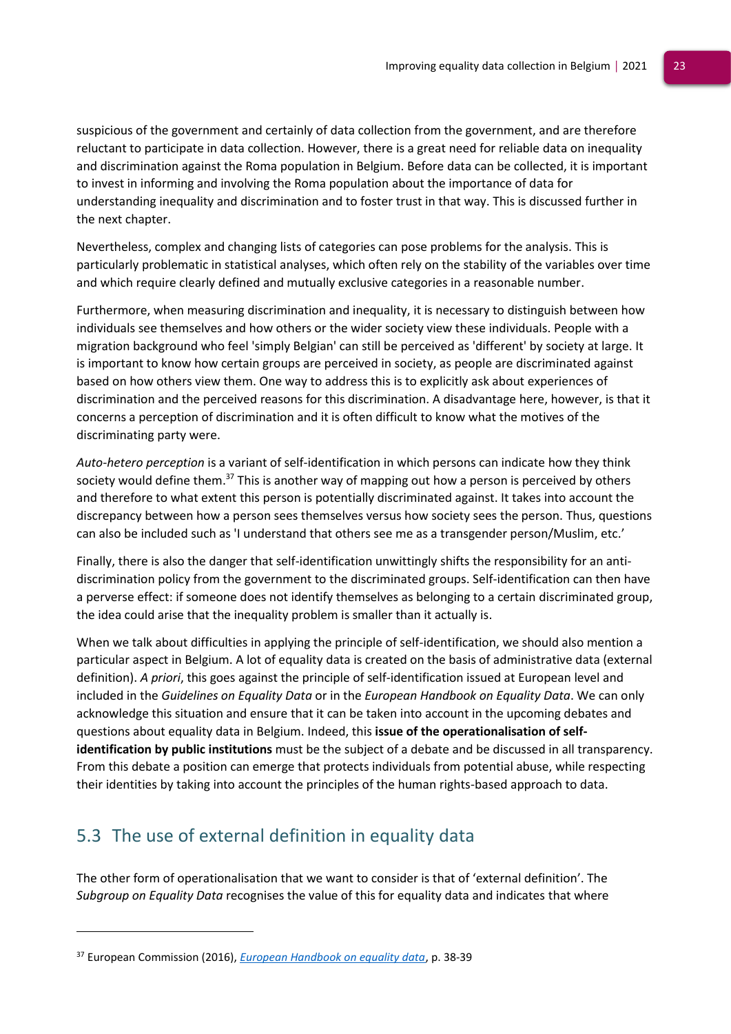suspicious of the government and certainly of data collection from the government, and are therefore reluctant to participate in data collection. However, there is a great need for reliable data on inequality and discrimination against the Roma population in Belgium. Before data can be collected, it is important to invest in informing and involving the Roma population about the importance of data for understanding inequality and discrimination and to foster trust in that way. This is discussed further in the next chapter.

Nevertheless, complex and changing lists of categories can pose problems for the analysis. This is particularly problematic in statistical analyses, which often rely on the stability of the variables over time and which require clearly defined and mutually exclusive categories in a reasonable number.

Furthermore, when measuring discrimination and inequality, it is necessary to distinguish between how individuals see themselves and how others or the wider society view these individuals. People with a migration background who feel 'simply Belgian' can still be perceived as 'different' by society at large. It is important to know how certain groups are perceived in society, as people are discriminated against based on how others view them. One way to address this is to explicitly ask about experiences of discrimination and the perceived reasons for this discrimination. A disadvantage here, however, is that it concerns a perception of discrimination and it is often difficult to know what the motives of the discriminating party were.

*Auto-hetero perception* is a variant of self-identification in which persons can indicate how they think society would define them.[37] This is another way of mapping out how a person is perceived by others and therefore to what extent this person is potentially discriminated against. It takes into account the discrepancy between how a person sees themselves versus how society sees the person. Thus, questions can also be included such as 'I understand that others see me as a transgender person/Muslim, etc.'

Finally, there is also the danger that self-identification unwittingly shifts the responsibility for an anti-discrimination policy from the government to the discriminated groups. Self-identification can then have a perverse effect: if someone does not identify themselves as belonging to a certain discriminated group, the idea could arise that the inequality problem is smaller than it actually is.

When we talk about difficulties in applying the principle of self-identification, we should also mention a particular aspect in Belgium. A lot of equality data is created on the basis of administrative data (external definition). *A priori*, this goes against the principle of self-identification issued at European level and included in the *Guidelines on Equality Data* or in the *European Handbook on Equality Data*. We can only acknowledge this situation and ensure that it can be taken into account in the upcoming debates and questions about equality data in Belgium. Indeed, this **issue of the operationalisation of self-identification by public institutions** must be the subject of a debate and be discussed in all transparency. From this debate a position can emerge that protects individuals from potential abuse, while respecting their identities by taking into account the principles of the human rights-based approach to data.

## 5.3 The use of external definition in equality data

The other form of operationalisation that we want to consider is that of 'external definition'. The *Subgroup on Equality Data* recognises the value of this for equality data and indicates that where

[37] European Commission (2016), *European Handbook on equality data*, p. 38-39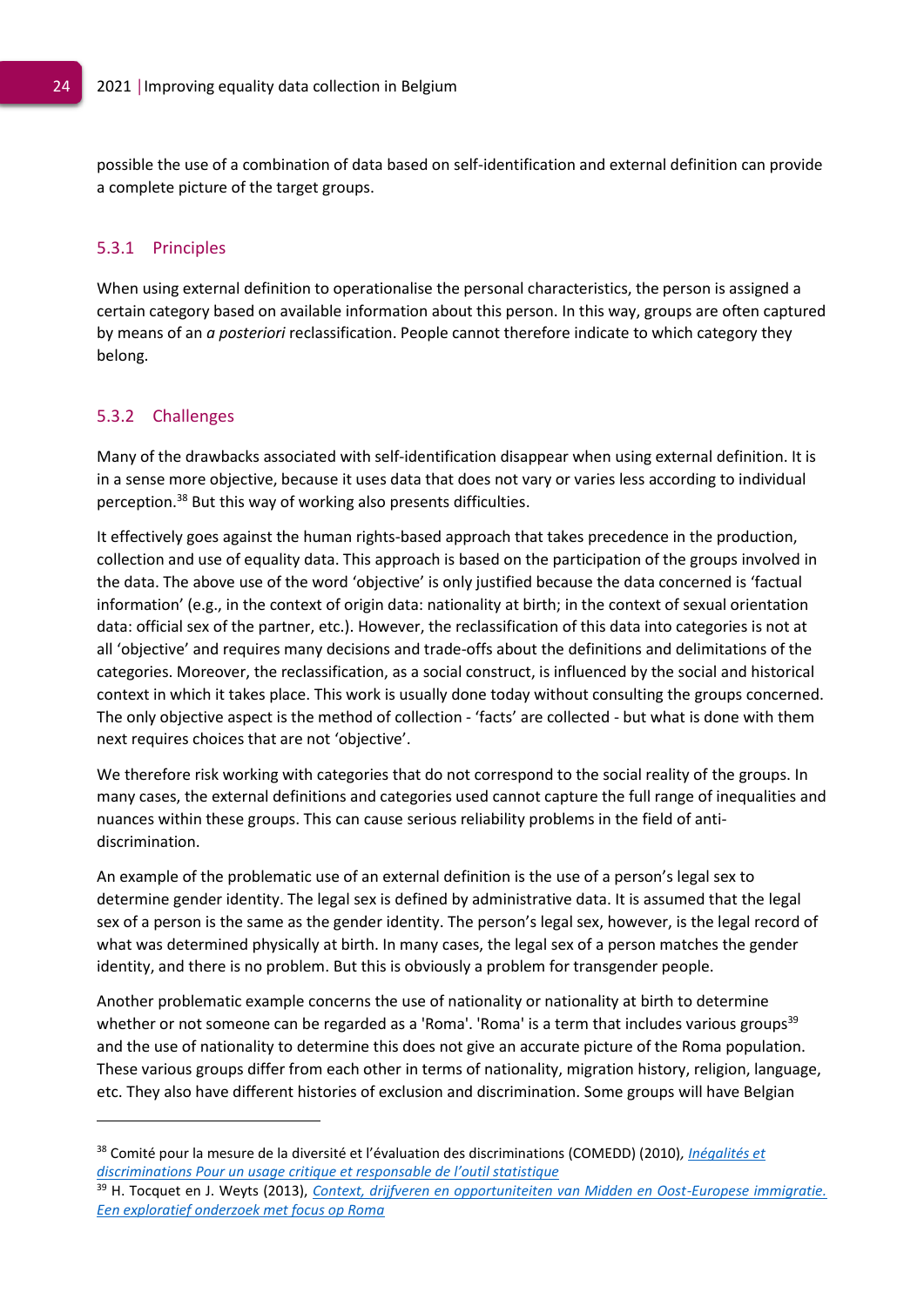possible the use of a combination of data based on self-identification and external definition can provide a complete picture of the target groups.

### 5.3.1 Principles

When using external definition to operationalise the personal characteristics, the person is assigned a certain category based on available information about this person. In this way, groups are often captured by means of an *a posteriori* reclassification. People cannot therefore indicate to which category they belong.

### 5.3.2 Challenges

Many of the drawbacks associated with self-identification disappear when using external definition. It is in a sense more objective, because it uses data that does not vary or varies less according to individual perception.[38] But this way of working also presents difficulties.

It effectively goes against the human rights-based approach that takes precedence in the production, collection and use of equality data. This approach is based on the participation of the groups involved in the data. The above use of the word 'objective' is only justified because the data concerned is 'factual information' (e.g., in the context of origin data: nationality at birth; in the context of sexual orientation data: official sex of the partner, etc.). However, the reclassification of this data into categories is not at all 'objective' and requires many decisions and trade-offs about the definitions and delimitations of the categories. Moreover, the reclassification, as a social construct, is influenced by the social and historical context in which it takes place. This work is usually done today without consulting the groups concerned. The only objective aspect is the method of collection - 'facts' are collected - but what is done with them next requires choices that are not 'objective'.

We therefore risk working with categories that do not correspond to the social reality of the groups. In many cases, the external definitions and categories used cannot capture the full range of inequalities and nuances within these groups. This can cause serious reliability problems in the field of anti-discrimination.

An example of the problematic use of an external definition is the use of a person's legal sex to determine gender identity. The legal sex is defined by administrative data. It is assumed that the legal sex of a person is the same as the gender identity. The person's legal sex, however, is the legal record of what was determined physically at birth. In many cases, the legal sex of a person matches the gender identity, and there is no problem. But this is obviously a problem for transgender people.

Another problematic example concerns the use of nationality or nationality at birth to determine whether or not someone can be regarded as a 'Roma'. 'Roma' is a term that includes various groups[39] and the use of nationality to determine this does not give an accurate picture of the Roma population. These various groups differ from each other in terms of nationality, migration history, religion, language, etc. They also have different histories of exclusion and discrimination. Some groups will have Belgian

---

[38] Comité pour la mesure de la diversité et l'évaluation des discriminations (COMEDD) (2010), *Inégalités et discriminations Pour un usage critique et responsable de l'outil statistique*

[39] H. Tocquet en J. Weyts (2013), *Context, drijfveren en opportuniteiten van Midden en Oost-Europese immigratie. Een exploratief onderzoek met focus op Roma*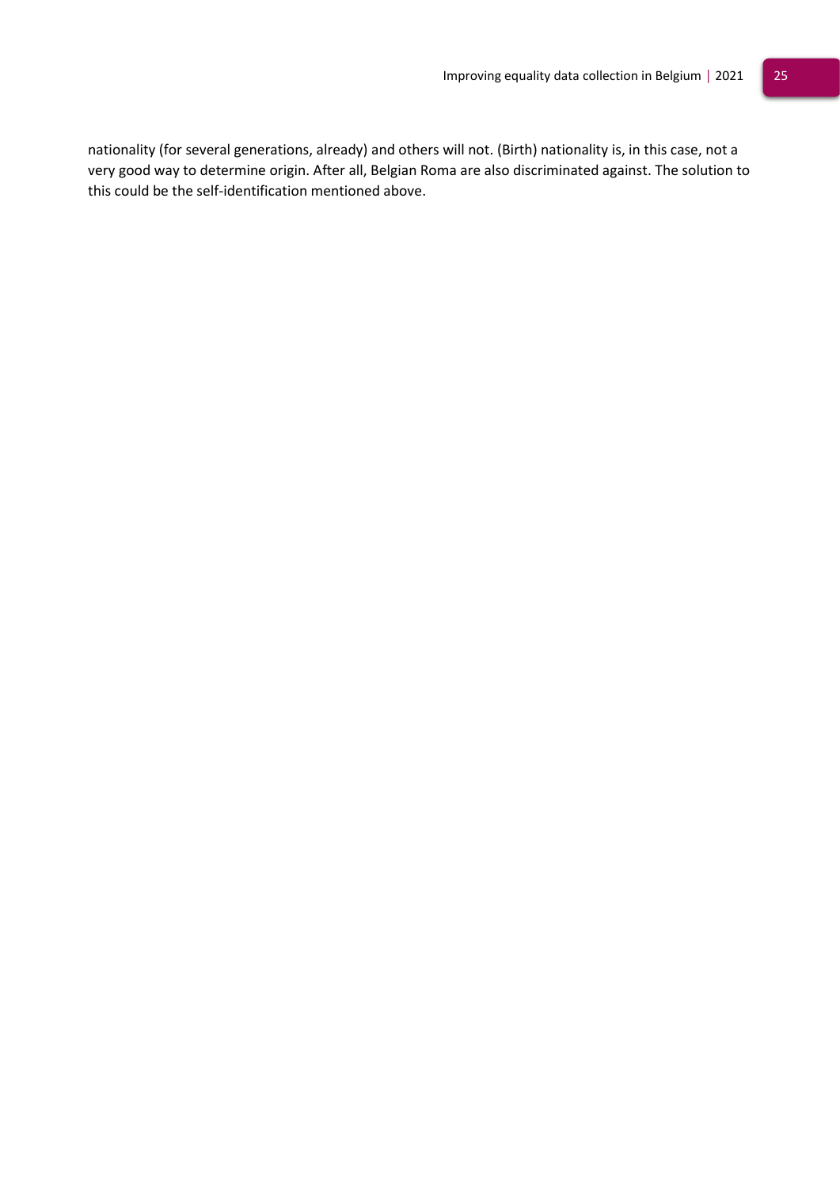nationality (for several generations, already) and others will not. (Birth) nationality is, in this case, not a very good way to determine origin. After all, Belgian Roma are also discriminated against. The solution to this could be the self-identification mentioned above.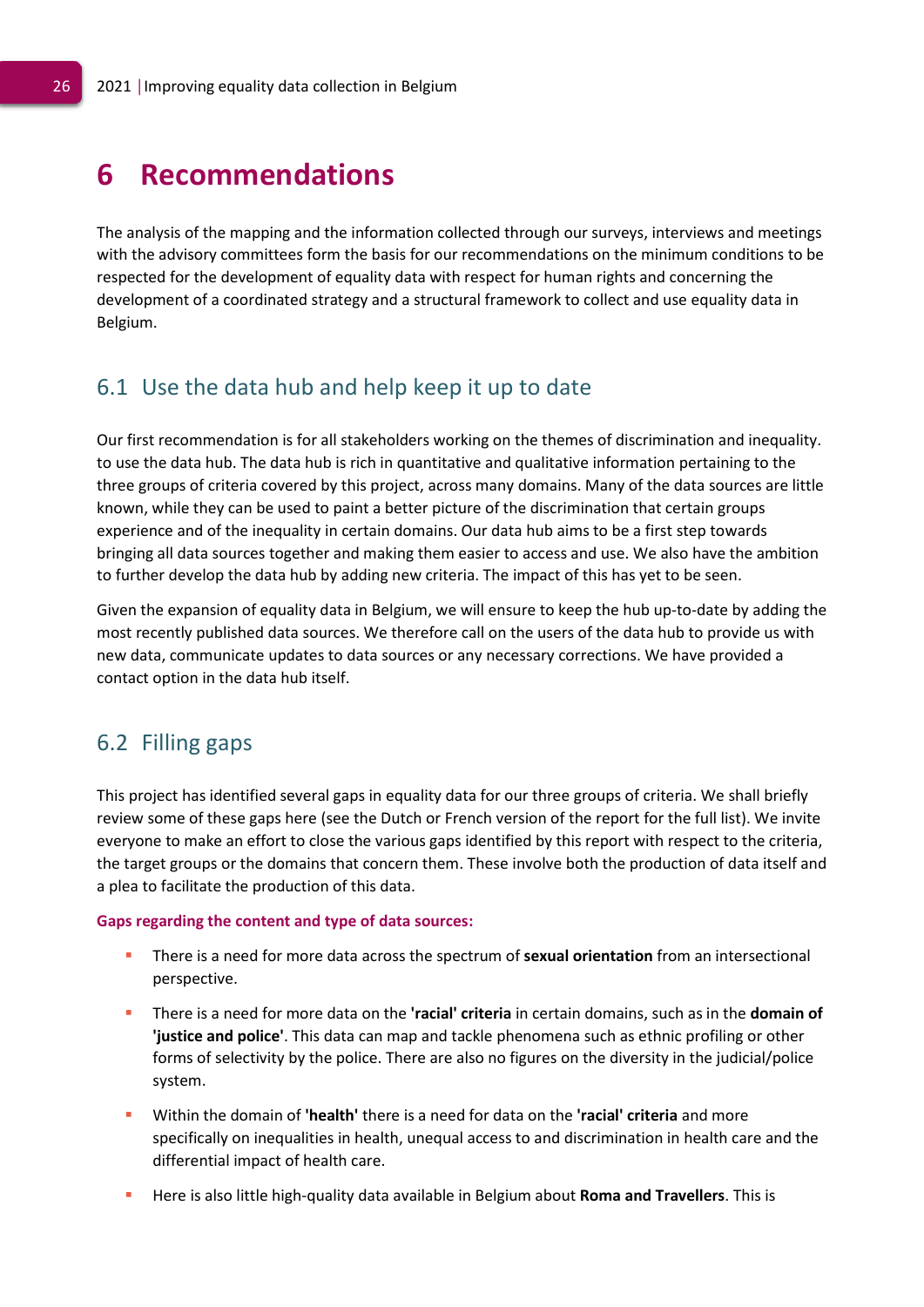# 6 Recommendations

The analysis of the mapping and the information collected through our surveys, interviews and meetings with the advisory committees form the basis for our recommendations on the minimum conditions to be respected for the development of equality data with respect for human rights and concerning the development of a coordinated strategy and a structural framework to collect and use equality data in Belgium.

## 6.1 Use the data hub and help keep it up to date

Our first recommendation is for all stakeholders working on the themes of discrimination and inequality. to use the data hub. The data hub is rich in quantitative and qualitative information pertaining to the three groups of criteria covered by this project, across many domains. Many of the data sources are little known, while they can be used to paint a better picture of the discrimination that certain groups experience and of the inequality in certain domains. Our data hub aims to be a first step towards bringing all data sources together and making them easier to access and use. We also have the ambition to further develop the data hub by adding new criteria. The impact of this has yet to be seen.

Given the expansion of equality data in Belgium, we will ensure to keep the hub up-to-date by adding the most recently published data sources. We therefore call on the users of the data hub to provide us with new data, communicate updates to data sources or any necessary corrections. We have provided a contact option in the data hub itself.

## 6.2 Filling gaps

This project has identified several gaps in equality data for our three groups of criteria. We shall briefly review some of these gaps here (see the Dutch or French version of the report for the full list). We invite everyone to make an effort to close the various gaps identified by this report with respect to the criteria, the target groups or the domains that concern them. These involve both the production of data itself and a plea to facilitate the production of this data.

**Gaps regarding the content and type of data sources:**

- There is a need for more data across the spectrum of **sexual orientation** from an intersectional perspective.
- There is a need for more data on the **'racial' criteria** in certain domains, such as in the **domain of 'justice and police'**. This data can map and tackle phenomena such as ethnic profiling or other forms of selectivity by the police. There are also no figures on the diversity in the judicial/police system.
- Within the domain of **'health'** there is a need for data on the **'racial' criteria** and more specifically on inequalities in health, unequal access to and discrimination in health care and the differential impact of health care.
- Here is also little high-quality data available in Belgium about **Roma and Travellers**. This is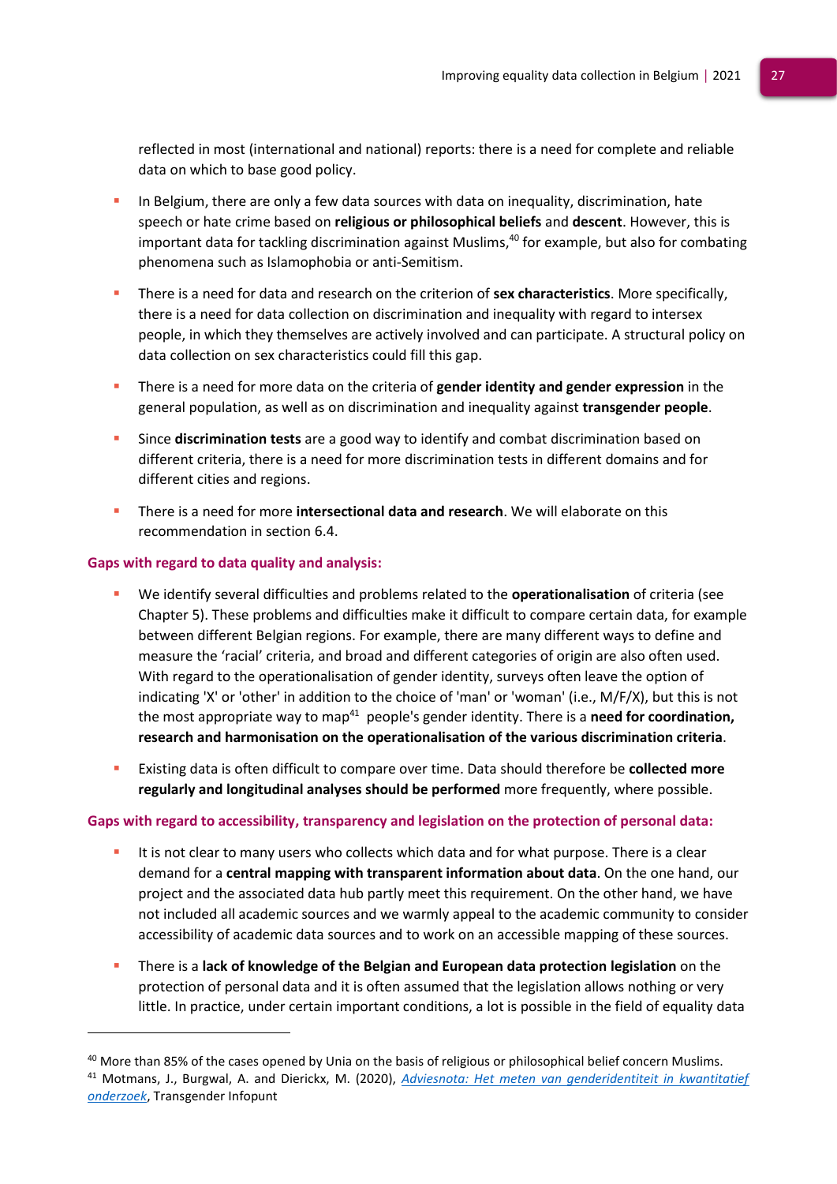reflected in most (international and national) reports: there is a need for complete and reliable data on which to base good policy.

- In Belgium, there are only a few data sources with data on inequality, discrimination, hate speech or hate crime based on **religious or philosophical beliefs** and **descent**. However, this is important data for tackling discrimination against Muslims,[40] for example, but also for combating phenomena such as Islamophobia or anti-Semitism.
- There is a need for data and research on the criterion of **sex characteristics**. More specifically, there is a need for data collection on discrimination and inequality with regard to intersex people, in which they themselves are actively involved and can participate. A structural policy on data collection on sex characteristics could fill this gap.
- There is a need for more data on the criteria of **gender identity and gender expression** in the general population, as well as on discrimination and inequality against **transgender people**.
- Since **discrimination tests** are a good way to identify and combat discrimination based on different criteria, there is a need for more discrimination tests in different domains and for different cities and regions.
- There is a need for more **intersectional data and research**. We will elaborate on this recommendation in section 6.4.

**Gaps with regard to data quality and analysis:**

- We identify several difficulties and problems related to the **operationalisation** of criteria (see Chapter 5). These problems and difficulties make it difficult to compare certain data, for example between different Belgian regions. For example, there are many different ways to define and measure the 'racial' criteria, and broad and different categories of origin are also often used. With regard to the operationalisation of gender identity, surveys often leave the option of indicating 'X' or 'other' in addition to the choice of 'man' or 'woman' (i.e., M/F/X), but this is not the most appropriate way to map[41] people's gender identity. There is a **need for coordination, research and harmonisation on the operationalisation of the various discrimination criteria**.
- Existing data is often difficult to compare over time. Data should therefore be **collected more regularly and longitudinal analyses should be performed** more frequently, where possible.

**Gaps with regard to accessibility, transparency and legislation on the protection of personal data:**

- It is not clear to many users who collects which data and for what purpose. There is a clear demand for a **central mapping with transparent information about data**. On the one hand, our project and the associated data hub partly meet this requirement. On the other hand, we have not included all academic sources and we warmly appeal to the academic community to consider accessibility of academic data sources and to work on an accessible mapping of these sources.
- There is a **lack of knowledge of the Belgian and European data protection legislation** on the protection of personal data and it is often assumed that the legislation allows nothing or very little. In practice, under certain important conditions, a lot is possible in the field of equality data

---

[40] More than 85% of the cases opened by Unia on the basis of religious or philosophical belief concern Muslims.

[41] Motmans, J., Burgwal, A. and Dierickx, M. (2020), *Adviesnota: Het meten van genderidentiteit in kwantitatief onderzoek*, Transgender Infopunt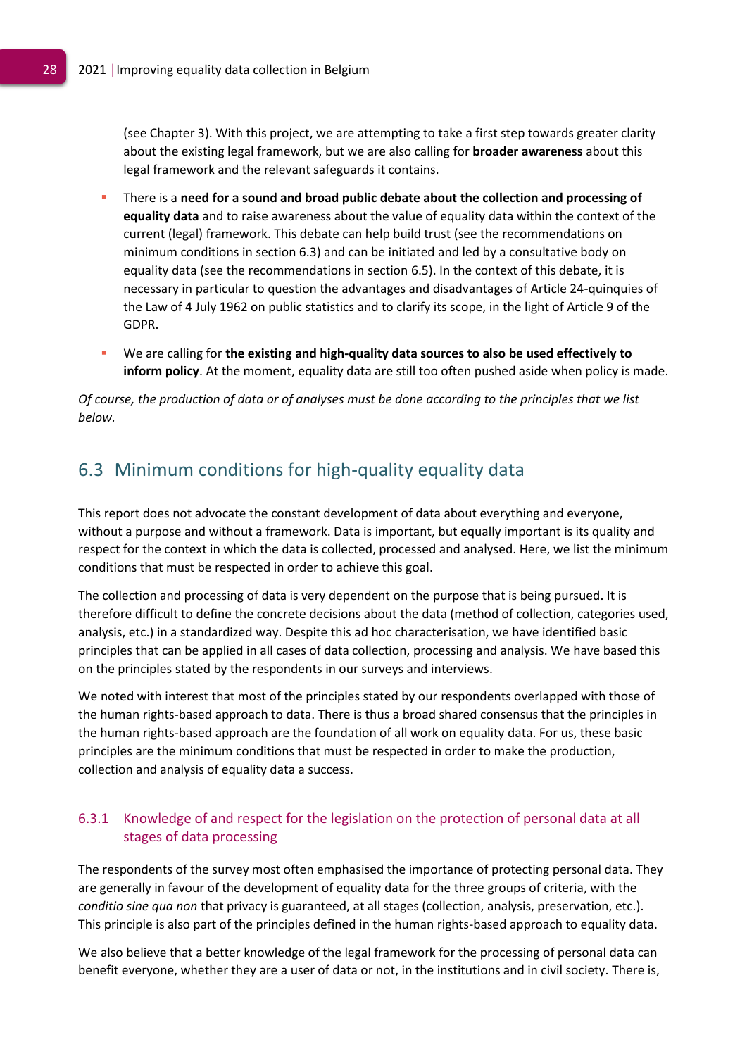(see Chapter 3). With this project, we are attempting to take a first step towards greater clarity about the existing legal framework, but we are also calling for **broader awareness** about this legal framework and the relevant safeguards it contains.

- There is a **need for a sound and broad public debate about the collection and processing of equality data** and to raise awareness about the value of equality data within the context of the current (legal) framework. This debate can help build trust (see the recommendations on minimum conditions in section 6.3) and can be initiated and led by a consultative body on equality data (see the recommendations in section 6.5). In the context of this debate, it is necessary in particular to question the advantages and disadvantages of Article 24-quinquies of the Law of 4 July 1962 on public statistics and to clarify its scope, in the light of Article 9 of the GDPR.
- We are calling for **the existing and high-quality data sources to also be used effectively to inform policy**. At the moment, equality data are still too often pushed aside when policy is made.

*Of course, the production of data or of analyses must be done according to the principles that we list below.*

## 6.3 Minimum conditions for high-quality equality data

This report does not advocate the constant development of data about everything and everyone, without a purpose and without a framework. Data is important, but equally important is its quality and respect for the context in which the data is collected, processed and analysed. Here, we list the minimum conditions that must be respected in order to achieve this goal.

The collection and processing of data is very dependent on the purpose that is being pursued. It is therefore difficult to define the concrete decisions about the data (method of collection, categories used, analysis, etc.) in a standardized way. Despite this ad hoc characterisation, we have identified basic principles that can be applied in all cases of data collection, processing and analysis. We have based this on the principles stated by the respondents in our surveys and interviews.

We noted with interest that most of the principles stated by our respondents overlapped with those of the human rights-based approach to data. There is thus a broad shared consensus that the principles in the human rights-based approach are the foundation of all work on equality data. For us, these basic principles are the minimum conditions that must be respected in order to make the production, collection and analysis of equality data a success.

### 6.3.1 Knowledge of and respect for the legislation on the protection of personal data at all stages of data processing

The respondents of the survey most often emphasised the importance of protecting personal data. They are generally in favour of the development of equality data for the three groups of criteria, with the *conditio sine qua non* that privacy is guaranteed, at all stages (collection, analysis, preservation, etc.). This principle is also part of the principles defined in the human rights-based approach to equality data.

We also believe that a better knowledge of the legal framework for the processing of personal data can benefit everyone, whether they are a user of data or not, in the institutions and in civil society. There is,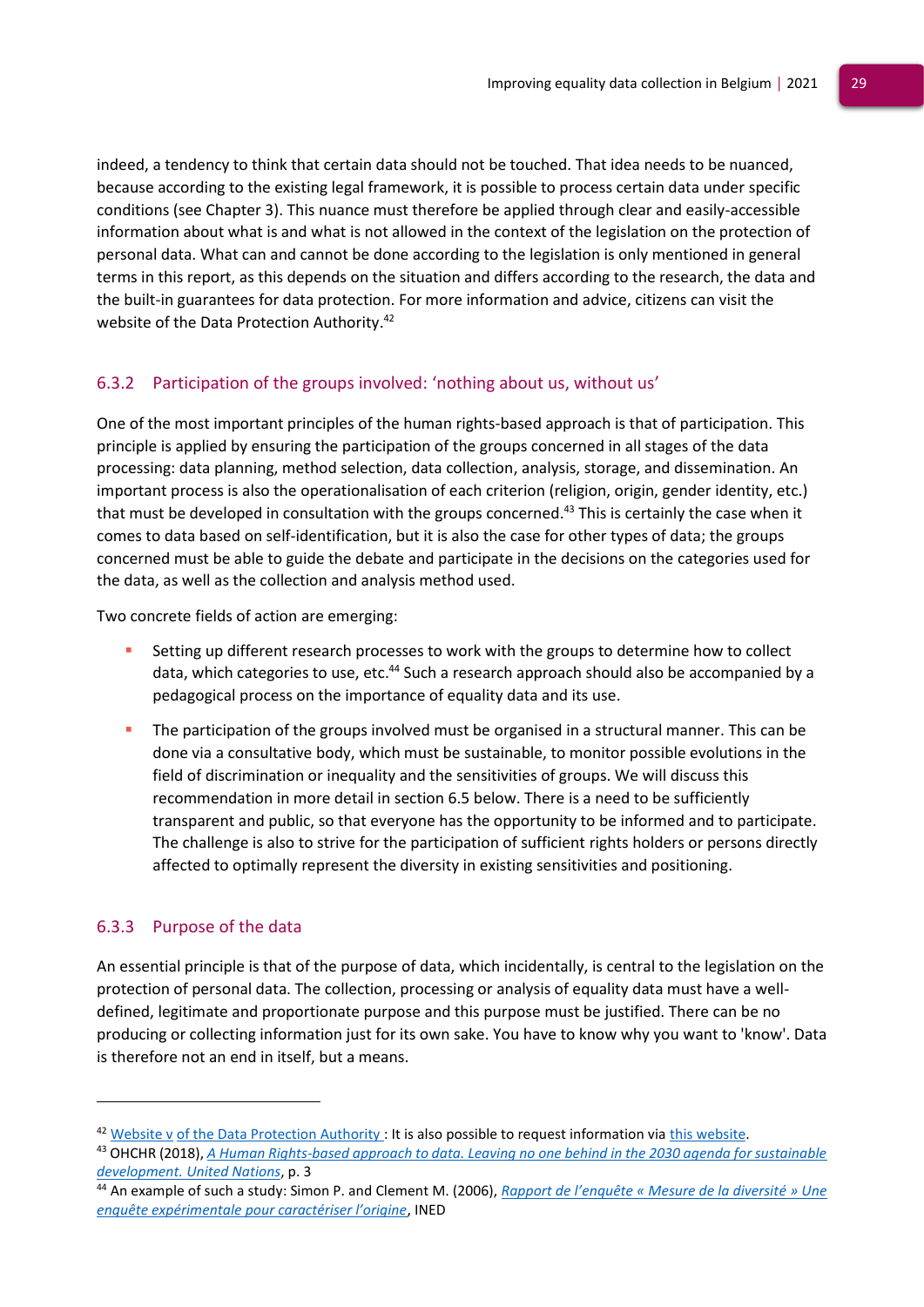indeed, a tendency to think that certain data should not be touched. That idea needs to be nuanced, because according to the existing legal framework, it is possible to process certain data under specific conditions (see Chapter 3). This nuance must therefore be applied through clear and easily-accessible information about what is and what is not allowed in the context of the legislation on the protection of personal data. What can and cannot be done according to the legislation is only mentioned in general terms in this report, as this depends on the situation and differs according to the research, the data and the built-in guarantees for data protection. For more information and advice, citizens can visit the website of the Data Protection Authority.[42]

### 6.3.2 Participation of the groups involved: 'nothing about us, without us'

One of the most important principles of the human rights-based approach is that of participation. This principle is applied by ensuring the participation of the groups concerned in all stages of the data processing: data planning, method selection, data collection, analysis, storage, and dissemination. An important process is also the operationalisation of each criterion (religion, origin, gender identity, etc.) that must be developed in consultation with the groups concerned.[43] This is certainly the case when it comes to data based on self-identification, but it is also the case for other types of data; the groups concerned must be able to guide the debate and participate in the decisions on the categories used for the data, as well as the collection and analysis method used.

Two concrete fields of action are emerging:

- Setting up different research processes to work with the groups to determine how to collect data, which categories to use, etc.[44] Such a research approach should also be accompanied by a pedagogical process on the importance of equality data and its use.
- The participation of the groups involved must be organised in a structural manner. This can be done via a consultative body, which must be sustainable, to monitor possible evolutions in the field of discrimination or inequality and the sensitivities of groups. We will discuss this recommendation in more detail in section 6.5 below. There is a need to be sufficiently transparent and public, so that everyone has the opportunity to be informed and to participate. The challenge is also to strive for the participation of sufficient rights holders or persons directly affected to optimally represent the diversity in existing sensitivities and positioning.

### 6.3.3 Purpose of the data

An essential principle is that of the purpose of data, which incidentally, is central to the legislation on the protection of personal data. The collection, processing or analysis of equality data must have a well-defined, legitimate and proportionate purpose and this purpose must be justified. There can be no producing or collecting information just for its own sake. You have to know why you want to 'know'. Data is therefore not an end in itself, but a means.

---

[42] Website v of the Data Protection Authority : It is also possible to request information via this website.

[43] OHCHR (2018), *A Human Rights-based approach to data. Leaving no one behind in the 2030 agenda for sustainable development. United Nations*, p. 3

[44] An example of such a study: Simon P. and Clement M. (2006), *Rapport de l'enquête « Mesure de la diversité » Une enquête expérimentale pour caractériser l'origine*, INED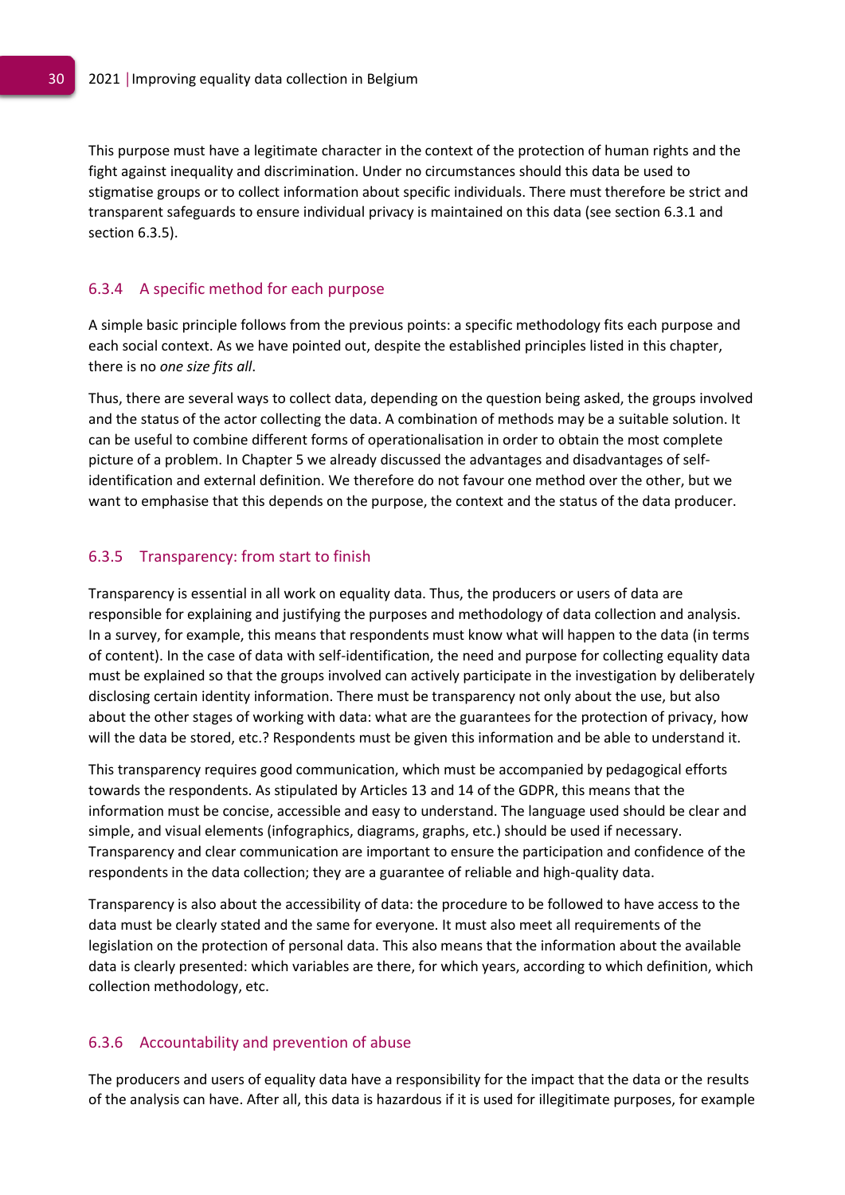This purpose must have a legitimate character in the context of the protection of human rights and the fight against inequality and discrimination. Under no circumstances should this data be used to stigmatise groups or to collect information about specific individuals. There must therefore be strict and transparent safeguards to ensure individual privacy is maintained on this data (see section 6.3.1 and section 6.3.5).

### 6.3.4 A specific method for each purpose

A simple basic principle follows from the previous points: a specific methodology fits each purpose and each social context. As we have pointed out, despite the established principles listed in this chapter, there is no *one size fits all*.

Thus, there are several ways to collect data, depending on the question being asked, the groups involved and the status of the actor collecting the data. A combination of methods may be a suitable solution. It can be useful to combine different forms of operationalisation in order to obtain the most complete picture of a problem. In Chapter 5 we already discussed the advantages and disadvantages of self-identification and external definition. We therefore do not favour one method over the other, but we want to emphasise that this depends on the purpose, the context and the status of the data producer.

### 6.3.5 Transparency: from start to finish

Transparency is essential in all work on equality data. Thus, the producers or users of data are responsible for explaining and justifying the purposes and methodology of data collection and analysis. In a survey, for example, this means that respondents must know what will happen to the data (in terms of content). In the case of data with self-identification, the need and purpose for collecting equality data must be explained so that the groups involved can actively participate in the investigation by deliberately disclosing certain identity information. There must be transparency not only about the use, but also about the other stages of working with data: what are the guarantees for the protection of privacy, how will the data be stored, etc.? Respondents must be given this information and be able to understand it.

This transparency requires good communication, which must be accompanied by pedagogical efforts towards the respondents. As stipulated by Articles 13 and 14 of the GDPR, this means that the information must be concise, accessible and easy to understand. The language used should be clear and simple, and visual elements (infographics, diagrams, graphs, etc.) should be used if necessary. Transparency and clear communication are important to ensure the participation and confidence of the respondents in the data collection; they are a guarantee of reliable and high-quality data.

Transparency is also about the accessibility of data: the procedure to be followed to have access to the data must be clearly stated and the same for everyone. It must also meet all requirements of the legislation on the protection of personal data. This also means that the information about the available data is clearly presented: which variables are there, for which years, according to which definition, which collection methodology, etc.

### 6.3.6 Accountability and prevention of abuse

The producers and users of equality data have a responsibility for the impact that the data or the results of the analysis can have. After all, this data is hazardous if it is used for illegitimate purposes, for example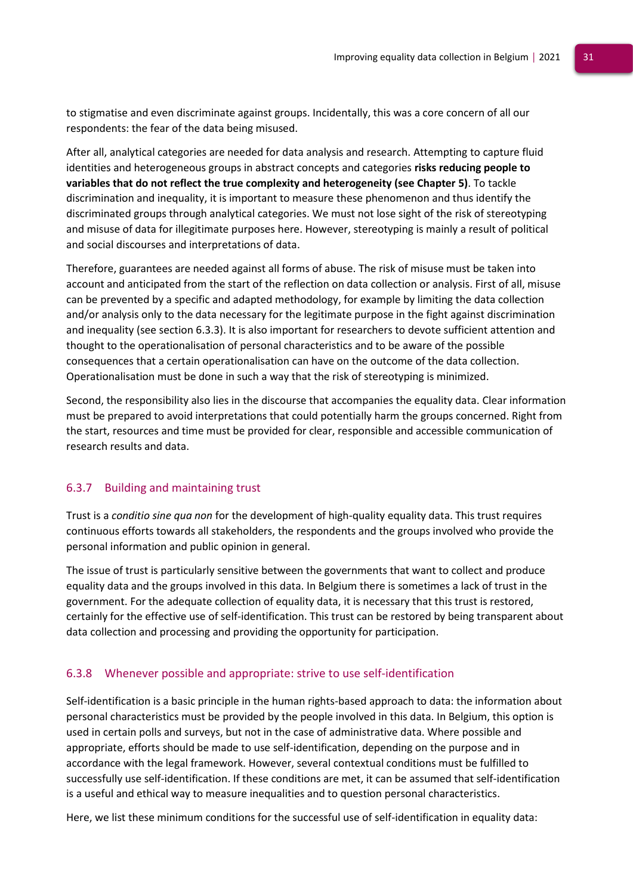to stigmatise and even discriminate against groups. Incidentally, this was a core concern of all our respondents: the fear of the data being misused.

After all, analytical categories are needed for data analysis and research. Attempting to capture fluid identities and heterogeneous groups in abstract concepts and categories **risks reducing people to variables that do not reflect the true complexity and heterogeneity (see Chapter 5)**. To tackle discrimination and inequality, it is important to measure these phenomenon and thus identify the discriminated groups through analytical categories. We must not lose sight of the risk of stereotyping and misuse of data for illegitimate purposes here. However, stereotyping is mainly a result of political and social discourses and interpretations of data.

Therefore, guarantees are needed against all forms of abuse. The risk of misuse must be taken into account and anticipated from the start of the reflection on data collection or analysis. First of all, misuse can be prevented by a specific and adapted methodology, for example by limiting the data collection and/or analysis only to the data necessary for the legitimate purpose in the fight against discrimination and inequality (see section 6.3.3). It is also important for researchers to devote sufficient attention and thought to the operationalisation of personal characteristics and to be aware of the possible consequences that a certain operationalisation can have on the outcome of the data collection. Operationalisation must be done in such a way that the risk of stereotyping is minimized.

Second, the responsibility also lies in the discourse that accompanies the equality data. Clear information must be prepared to avoid interpretations that could potentially harm the groups concerned. Right from the start, resources and time must be provided for clear, responsible and accessible communication of research results and data.

### 6.3.7 Building and maintaining trust

Trust is a *conditio sine qua non* for the development of high-quality equality data. This trust requires continuous efforts towards all stakeholders, the respondents and the groups involved who provide the personal information and public opinion in general.

The issue of trust is particularly sensitive between the governments that want to collect and produce equality data and the groups involved in this data. In Belgium there is sometimes a lack of trust in the government. For the adequate collection of equality data, it is necessary that this trust is restored, certainly for the effective use of self-identification. This trust can be restored by being transparent about data collection and processing and providing the opportunity for participation.

### 6.3.8 Whenever possible and appropriate: strive to use self-identification

Self-identification is a basic principle in the human rights-based approach to data: the information about personal characteristics must be provided by the people involved in this data. In Belgium, this option is used in certain polls and surveys, but not in the case of administrative data. Where possible and appropriate, efforts should be made to use self-identification, depending on the purpose and in accordance with the legal framework. However, several contextual conditions must be fulfilled to successfully use self-identification. If these conditions are met, it can be assumed that self-identification is a useful and ethical way to measure inequalities and to question personal characteristics.

Here, we list these minimum conditions for the successful use of self-identification in equality data: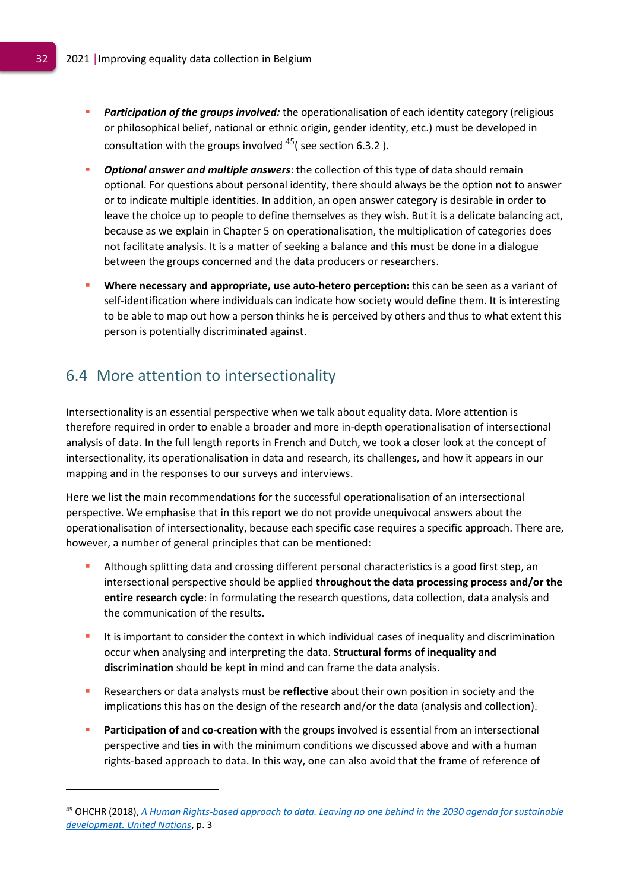- ***Participation of the groups involved:*** the operationalisation of each identity category (religious or philosophical belief, national or ethnic origin, gender identity, etc.) must be developed in consultation with the groups involved [45]( see section 6.3.2 ).
- ***Optional answer and multiple answers***: the collection of this type of data should remain optional. For questions about personal identity, there should always be the option not to answer or to indicate multiple identities. In addition, an open answer category is desirable in order to leave the choice up to people to define themselves as they wish. But it is a delicate balancing act, because as we explain in Chapter 5 on operationalisation, the multiplication of categories does not facilitate analysis. It is a matter of seeking a balance and this must be done in a dialogue between the groups concerned and the data producers or researchers.
- **Where necessary and appropriate, use auto-hetero perception:** this can be seen as a variant of self-identification where individuals can indicate how society would define them. It is interesting to be able to map out how a person thinks he is perceived by others and thus to what extent this person is potentially discriminated against.

## 6.4 More attention to intersectionality

Intersectionality is an essential perspective when we talk about equality data. More attention is therefore required in order to enable a broader and more in-depth operationalisation of intersectional analysis of data. In the full length reports in French and Dutch, we took a closer look at the concept of intersectionality, its operationalisation in data and research, its challenges, and how it appears in our mapping and in the responses to our surveys and interviews.

Here we list the main recommendations for the successful operationalisation of an intersectional perspective. We emphasise that in this report we do not provide unequivocal answers about the operationalisation of intersectionality, because each specific case requires a specific approach. There are, however, a number of general principles that can be mentioned:

- Although splitting data and crossing different personal characteristics is a good first step, an intersectional perspective should be applied **throughout the data processing process and/or the entire research cycle**: in formulating the research questions, data collection, data analysis and the communication of the results.
- It is important to consider the context in which individual cases of inequality and discrimination occur when analysing and interpreting the data. **Structural forms of inequality and discrimination** should be kept in mind and can frame the data analysis.
- Researchers or data analysts must be **reflective** about their own position in society and the implications this has on the design of the research and/or the data (analysis and collection).
- **Participation of and co-creation with** the groups involved is essential from an intersectional perspective and ties in with the minimum conditions we discussed above and with a human rights-based approach to data. In this way, one can also avoid that the frame of reference of

[45] OHCHR (2018), *A Human Rights-based approach to data. Leaving no one behind in the 2030 agenda for sustainable development. United Nations*, p. 3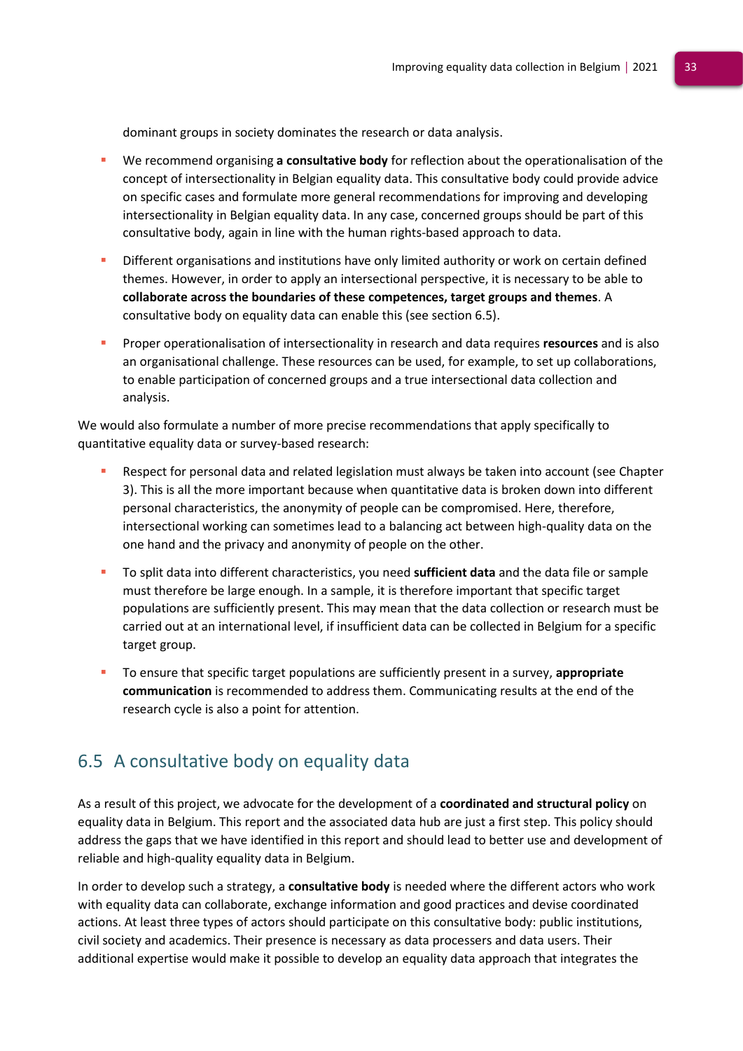dominant groups in society dominates the research or data analysis.

- We recommend organising **a consultative body** for reflection about the operationalisation of the concept of intersectionality in Belgian equality data. This consultative body could provide advice on specific cases and formulate more general recommendations for improving and developing intersectionality in Belgian equality data. In any case, concerned groups should be part of this consultative body, again in line with the human rights-based approach to data.
- Different organisations and institutions have only limited authority or work on certain defined themes. However, in order to apply an intersectional perspective, it is necessary to be able to **collaborate across the boundaries of these competences, target groups and themes**. A consultative body on equality data can enable this (see section 6.5).
- Proper operationalisation of intersectionality in research and data requires **resources** and is also an organisational challenge. These resources can be used, for example, to set up collaborations, to enable participation of concerned groups and a true intersectional data collection and analysis.

We would also formulate a number of more precise recommendations that apply specifically to quantitative equality data or survey-based research:

- Respect for personal data and related legislation must always be taken into account (see Chapter 3). This is all the more important because when quantitative data is broken down into different personal characteristics, the anonymity of people can be compromised. Here, therefore, intersectional working can sometimes lead to a balancing act between high-quality data on the one hand and the privacy and anonymity of people on the other.
- To split data into different characteristics, you need **sufficient data** and the data file or sample must therefore be large enough. In a sample, it is therefore important that specific target populations are sufficiently present. This may mean that the data collection or research must be carried out at an international level, if insufficient data can be collected in Belgium for a specific target group.
- To ensure that specific target populations are sufficiently present in a survey, **appropriate communication** is recommended to address them. Communicating results at the end of the research cycle is also a point for attention.

## 6.5 A consultative body on equality data

As a result of this project, we advocate for the development of a **coordinated and structural policy** on equality data in Belgium. This report and the associated data hub are just a first step. This policy should address the gaps that we have identified in this report and should lead to better use and development of reliable and high-quality equality data in Belgium.

In order to develop such a strategy, a **consultative body** is needed where the different actors who work with equality data can collaborate, exchange information and good practices and devise coordinated actions. At least three types of actors should participate on this consultative body: public institutions, civil society and academics. Their presence is necessary as data processers and data users. Their additional expertise would make it possible to develop an equality data approach that integrates the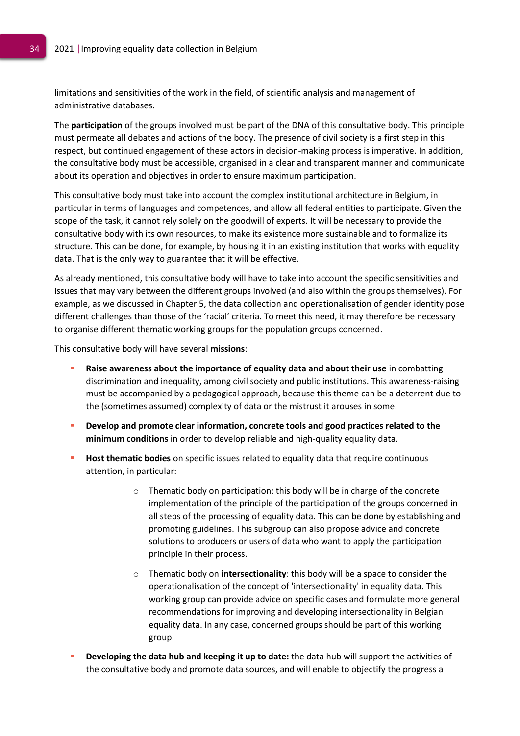limitations and sensitivities of the work in the field, of scientific analysis and management of administrative databases.

The **participation** of the groups involved must be part of the DNA of this consultative body. This principle must permeate all debates and actions of the body. The presence of civil society is a first step in this respect, but continued engagement of these actors in decision-making process is imperative. In addition, the consultative body must be accessible, organised in a clear and transparent manner and communicate about its operation and objectives in order to ensure maximum participation.

This consultative body must take into account the complex institutional architecture in Belgium, in particular in terms of languages and competences, and allow all federal entities to participate. Given the scope of the task, it cannot rely solely on the goodwill of experts. It will be necessary to provide the consultative body with its own resources, to make its existence more sustainable and to formalize its structure. This can be done, for example, by housing it in an existing institution that works with equality data. That is the only way to guarantee that it will be effective.

As already mentioned, this consultative body will have to take into account the specific sensitivities and issues that may vary between the different groups involved (and also within the groups themselves). For example, as we discussed in Chapter 5, the data collection and operationalisation of gender identity pose different challenges than those of the 'racial' criteria. To meet this need, it may therefore be necessary to organise different thematic working groups for the population groups concerned.

This consultative body will have several **missions**:

- **Raise awareness about the importance of equality data and about their use** in combatting discrimination and inequality, among civil society and public institutions. This awareness-raising must be accompanied by a pedagogical approach, because this theme can be a deterrent due to the (sometimes assumed) complexity of data or the mistrust it arouses in some.
- **Develop and promote clear information, concrete tools and good practices related to the minimum conditions** in order to develop reliable and high-quality equality data.
- **Host thematic bodies** on specific issues related to equality data that require continuous attention, in particular:
  - Thematic body on participation: this body will be in charge of the concrete implementation of the principle of the participation of the groups concerned in all steps of the processing of equality data. This can be done by establishing and promoting guidelines. This subgroup can also propose advice and concrete solutions to producers or users of data who want to apply the participation principle in their process.
  - Thematic body on **intersectionality**: this body will be a space to consider the operationalisation of the concept of 'intersectionality' in equality data. This working group can provide advice on specific cases and formulate more general recommendations for improving and developing intersectionality in Belgian equality data. In any case, concerned groups should be part of this working group.
- **Developing the data hub and keeping it up to date:** the data hub will support the activities of the consultative body and promote data sources, and will enable to objectify the progress a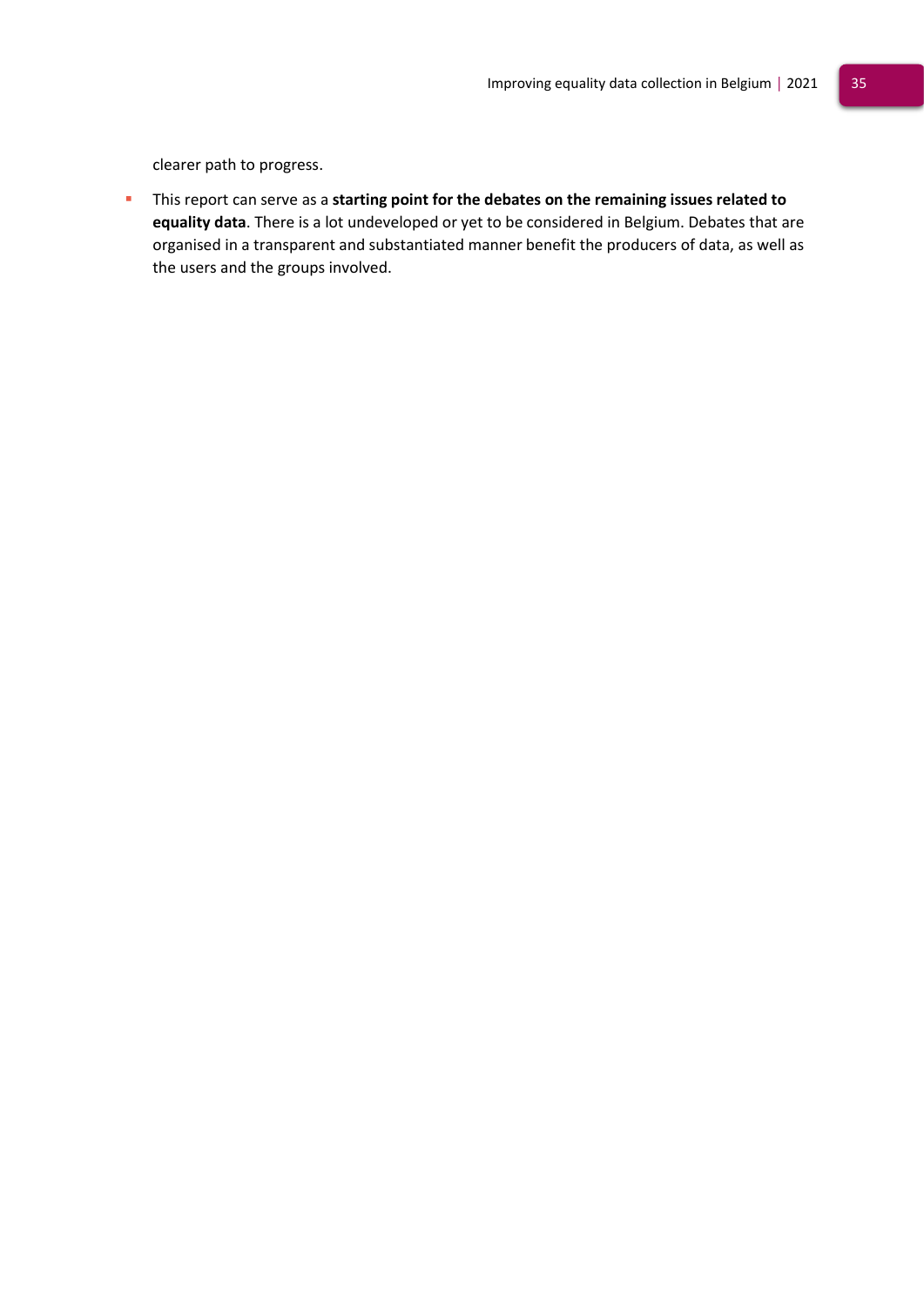clearer path to progress.

- This report can serve as a **starting point for the debates on the remaining issues related to equality data**. There is a lot undeveloped or yet to be considered in Belgium. Debates that are organised in a transparent and substantiated manner benefit the producers of data, as well as the users and the groups involved.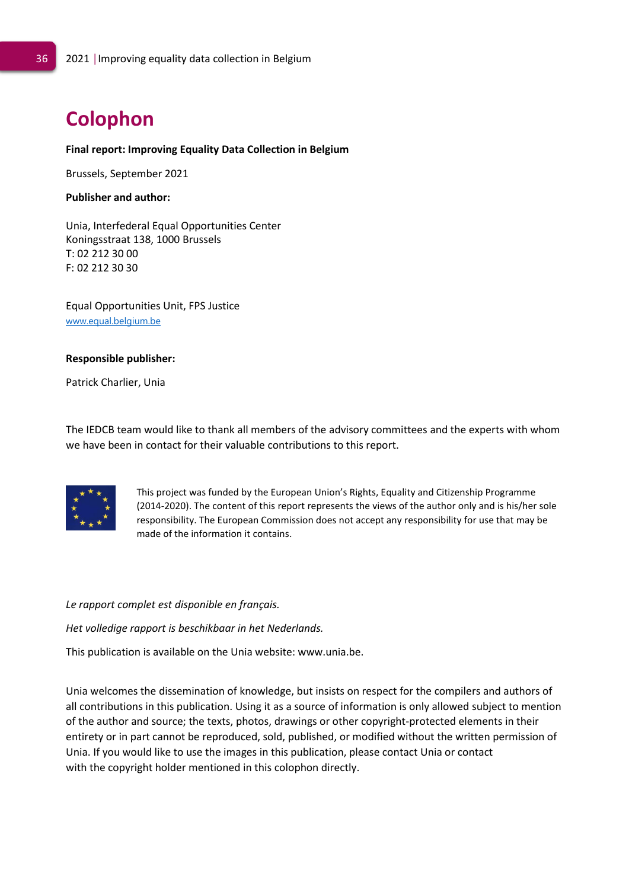# Colophon

**Final report: Improving Equality Data Collection in Belgium**

Brussels, September 2021

**Publisher and author:**

Unia, Interfederal Equal Opportunities Center
Koningsstraat 138, 1000 Brussels
T: 02 212 30 00
F: 02 212 30 30

Equal Opportunities Unit, FPS Justice
www.equal.belgium.be

**Responsible publisher:**

Patrick Charlier, Unia

The IEDCB team would like to thank all members of the advisory committees and the experts with whom we have been in contact for their valuable contributions to this report.

This project was funded by the European Union's Rights, Equality and Citizenship Programme (2014-2020). The content of this report represents the views of the author only and is his/her sole responsibility. The European Commission does not accept any responsibility for use that may be made of the information it contains.

*Le rapport complet est disponible en français.*

*Het volledige rapport is beschikbaar in het Nederlands.*

This publication is available on the Unia website: www.unia.be.

Unia welcomes the dissemination of knowledge, but insists on respect for the compilers and authors of all contributions in this publication. Using it as a source of information is only allowed subject to mention of the author and source; the texts, photos, drawings or other copyright-protected elements in their entirety or in part cannot be reproduced, sold, published, or modified without the written permission of Unia. If you would like to use the images in this publication, please contact Unia or contact with the copyright holder mentioned in this colophon directly.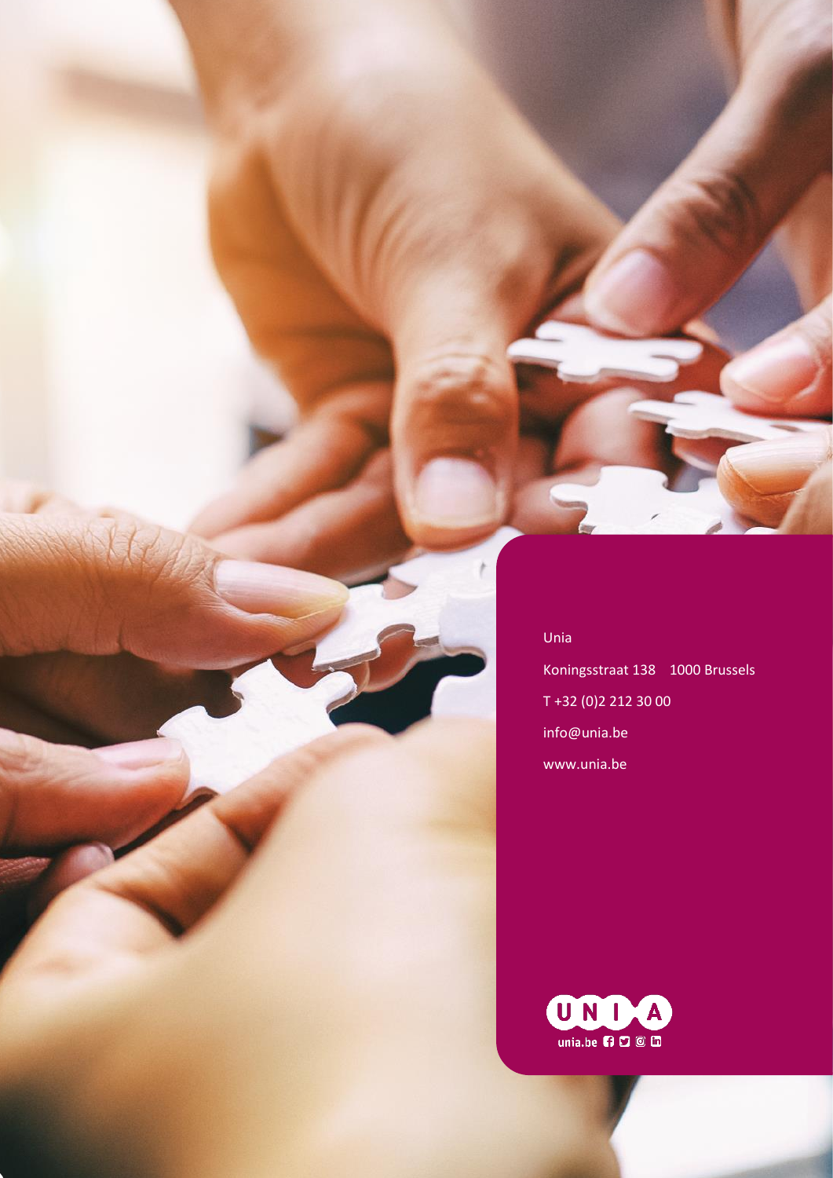Unia

Koningsstraat 138    1000 Brussels

T +32 (0)2 212 30 00

info@unia.be

www.unia.be